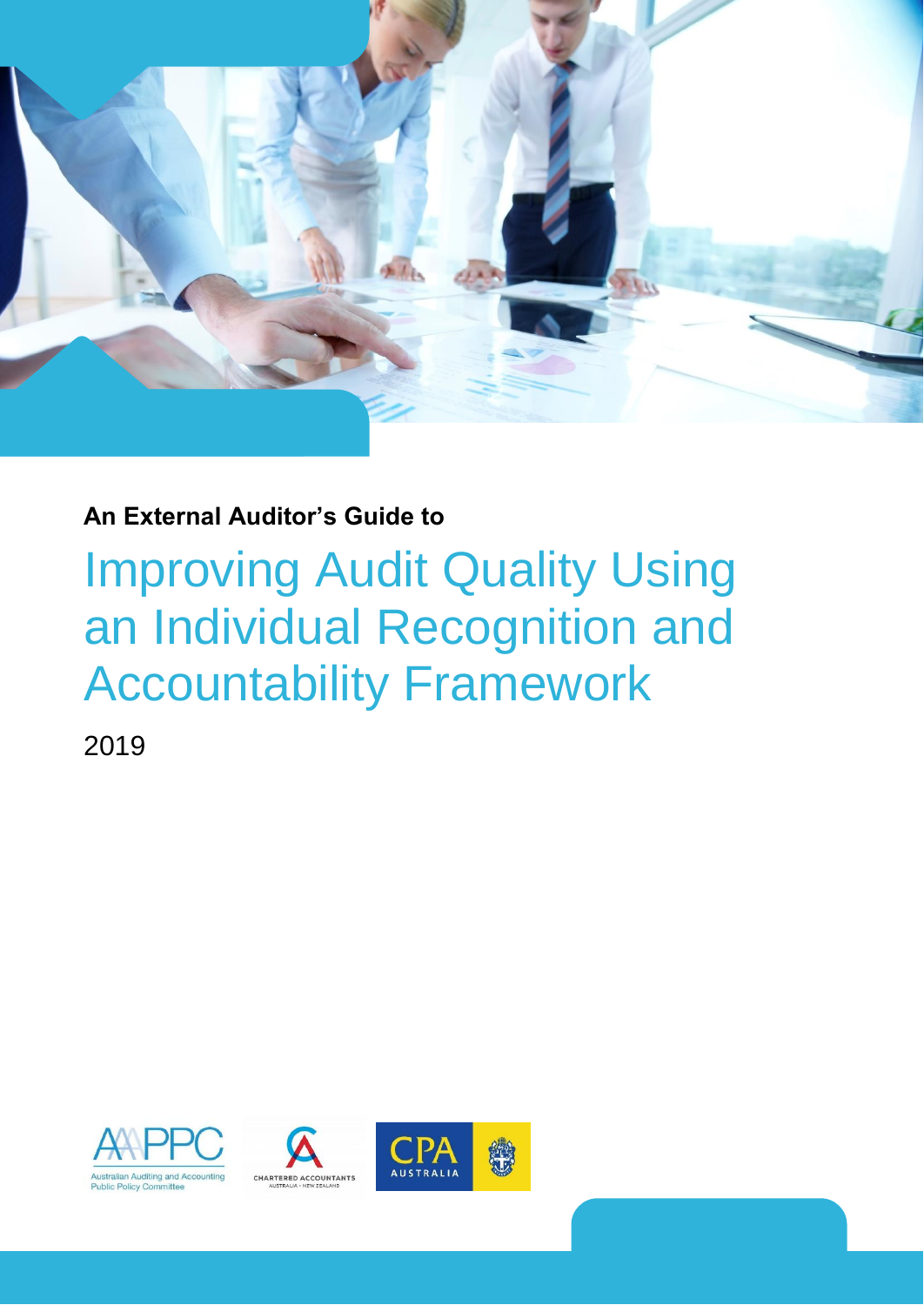**An External Auditor's Guide to**

# Improving Audit Quality Using an Individual Recognition and Accountability Framework

2019

Australian Auditing and Accounting Public Policy Committee

CHARTERED ACCOUNTANTS AUSTRALIA + NEW ZEALAND

CPA AUSTRALIA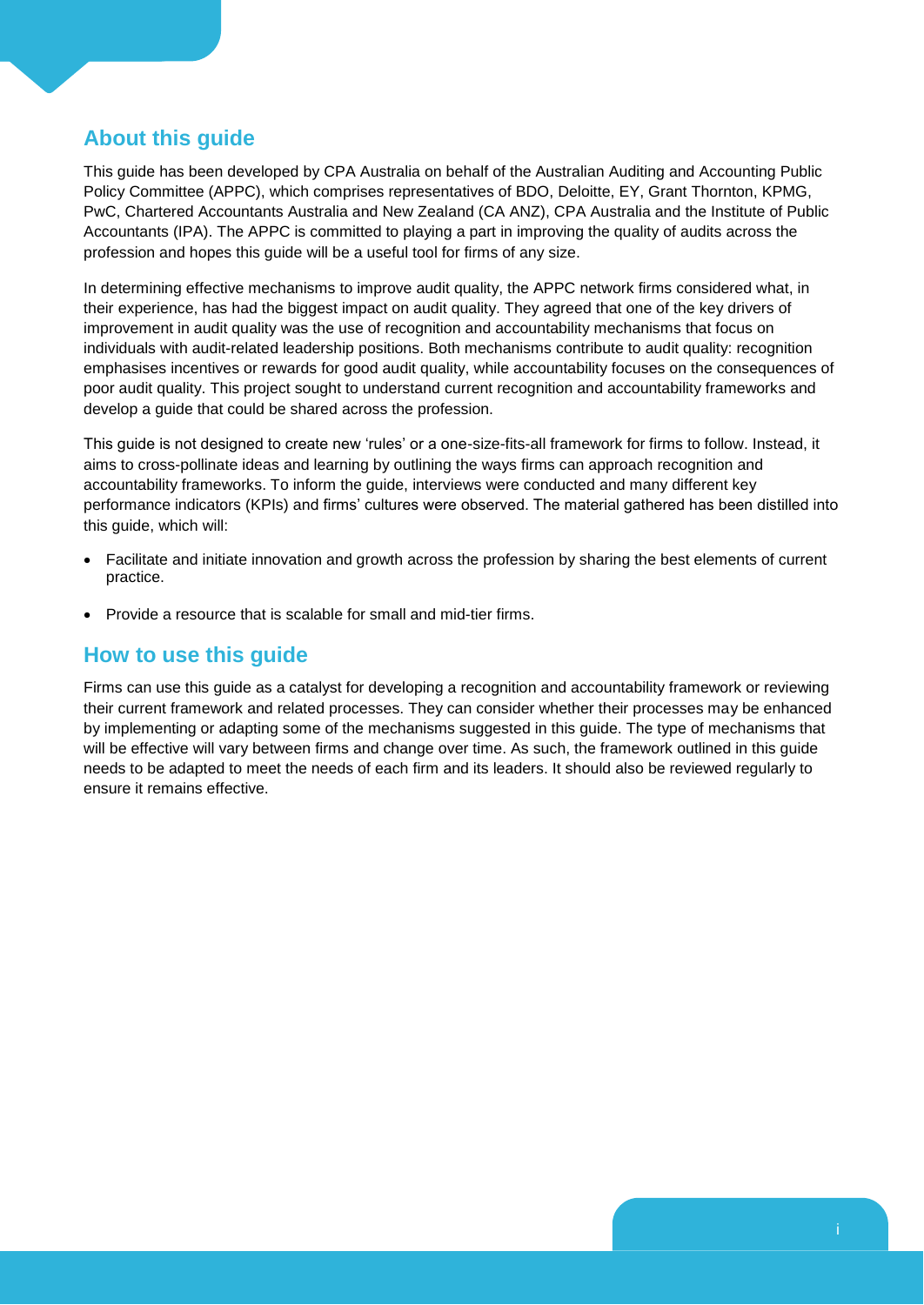## About this guide

This guide has been developed by CPA Australia on behalf of the Australian Auditing and Accounting Public Policy Committee (APPC), which comprises representatives of BDO, Deloitte, EY, Grant Thornton, KPMG, PwC, Chartered Accountants Australia and New Zealand (CA ANZ), CPA Australia and the Institute of Public Accountants (IPA). The APPC is committed to playing a part in improving the quality of audits across the profession and hopes this guide will be a useful tool for firms of any size.

In determining effective mechanisms to improve audit quality, the APPC network firms considered what, in their experience, has had the biggest impact on audit quality. They agreed that one of the key drivers of improvement in audit quality was the use of recognition and accountability mechanisms that focus on individuals with audit-related leadership positions. Both mechanisms contribute to audit quality: recognition emphasises incentives or rewards for good audit quality, while accountability focuses on the consequences of poor audit quality. This project sought to understand current recognition and accountability frameworks and develop a guide that could be shared across the profession.

This guide is not designed to create new 'rules' or a one-size-fits-all framework for firms to follow. Instead, it aims to cross-pollinate ideas and learning by outlining the ways firms can approach recognition and accountability frameworks. To inform the guide, interviews were conducted and many different key performance indicators (KPIs) and firms' cultures were observed. The material gathered has been distilled into this guide, which will:

- Facilitate and initiate innovation and growth across the profession by sharing the best elements of current practice.
- Provide a resource that is scalable for small and mid-tier firms.

## How to use this guide

Firms can use this guide as a catalyst for developing a recognition and accountability framework or reviewing their current framework and related processes. They can consider whether their processes may be enhanced by implementing or adapting some of the mechanisms suggested in this guide. The type of mechanisms that will be effective will vary between firms and change over time. As such, the framework outlined in this guide needs to be adapted to meet the needs of each firm and its leaders. It should also be reviewed regularly to ensure it remains effective.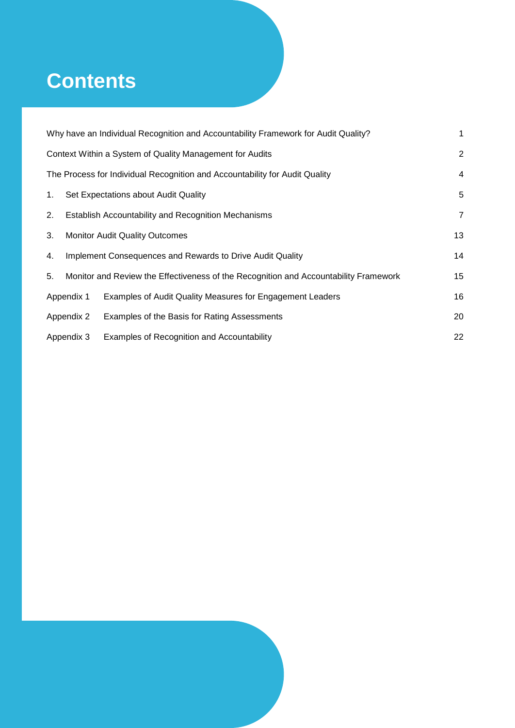# Contents

| | |
|---|---|
| Why have an Individual Recognition and Accountability Framework for Audit Quality? | 1 |
| Context Within a System of Quality Management for Audits | 2 |
| The Process for Individual Recognition and Accountability for Audit Quality | 4 |
| 1. Set Expectations about Audit Quality | 5 |
| 2. Establish Accountability and Recognition Mechanisms | 7 |
| 3. Monitor Audit Quality Outcomes | 13 |
| 4. Implement Consequences and Rewards to Drive Audit Quality | 14 |
| 5. Monitor and Review the Effectiveness of the Recognition and Accountability Framework | 15 |
| Appendix 1 Examples of Audit Quality Measures for Engagement Leaders | 16 |
| Appendix 2 Examples of the Basis for Rating Assessments | 20 |
| Appendix 3 Examples of Recognition and Accountability | 22 |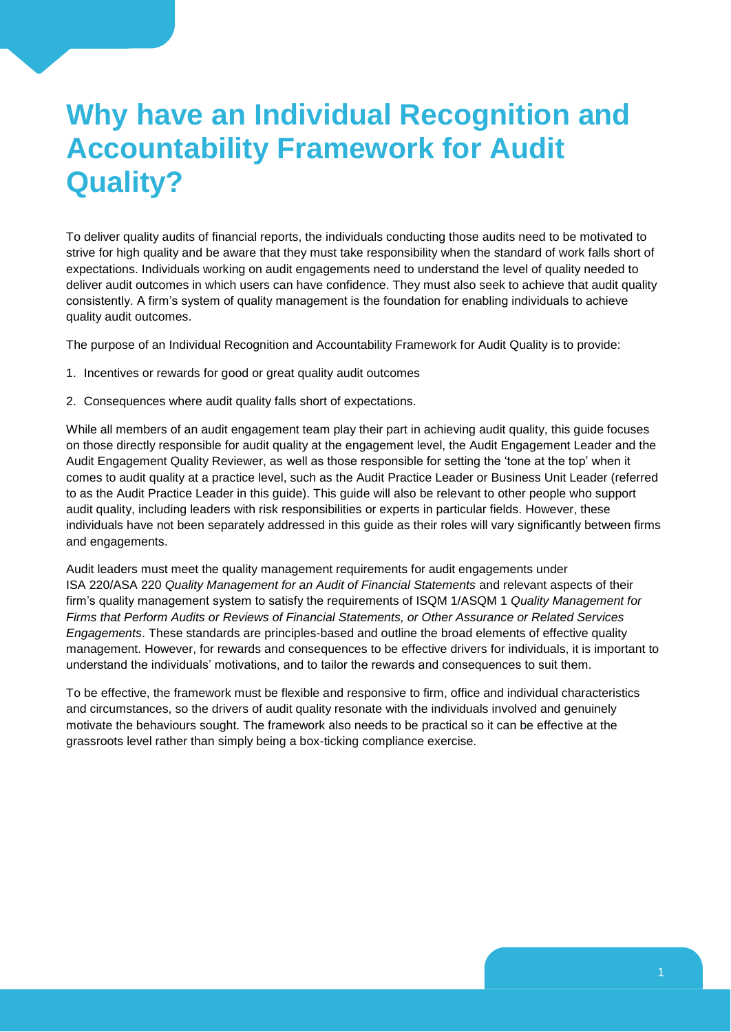# Why have an Individual Recognition and Accountability Framework for Audit Quality?

To deliver quality audits of financial reports, the individuals conducting those audits need to be motivated to strive for high quality and be aware that they must take responsibility when the standard of work falls short of expectations. Individuals working on audit engagements need to understand the level of quality needed to deliver audit outcomes in which users can have confidence. They must also seek to achieve that audit quality consistently. A firm's system of quality management is the foundation for enabling individuals to achieve quality audit outcomes.

The purpose of an Individual Recognition and Accountability Framework for Audit Quality is to provide:

1. Incentives or rewards for good or great quality audit outcomes
2. Consequences where audit quality falls short of expectations.

While all members of an audit engagement team play their part in achieving audit quality, this guide focuses on those directly responsible for audit quality at the engagement level, the Audit Engagement Leader and the Audit Engagement Quality Reviewer, as well as those responsible for setting the 'tone at the top' when it comes to audit quality at a practice level, such as the Audit Practice Leader or Business Unit Leader (referred to as the Audit Practice Leader in this guide). This guide will also be relevant to other people who support audit quality, including leaders with risk responsibilities or experts in particular fields. However, these individuals have not been separately addressed in this guide as their roles will vary significantly between firms and engagements.

Audit leaders must meet the quality management requirements for audit engagements under ISA 220/ASA 220 *Quality Management for an Audit of Financial Statements* and relevant aspects of their firm's quality management system to satisfy the requirements of ISQM 1/ASQM 1 *Quality Management for Firms that Perform Audits or Reviews of Financial Statements, or Other Assurance or Related Services Engagements*. These standards are principles-based and outline the broad elements of effective quality management. However, for rewards and consequences to be effective drivers for individuals, it is important to understand the individuals' motivations, and to tailor the rewards and consequences to suit them.

To be effective, the framework must be flexible and responsive to firm, office and individual characteristics and circumstances, so the drivers of audit quality resonate with the individuals involved and genuinely motivate the behaviours sought. The framework also needs to be practical so it can be effective at the grassroots level rather than simply being a box-ticking compliance exercise.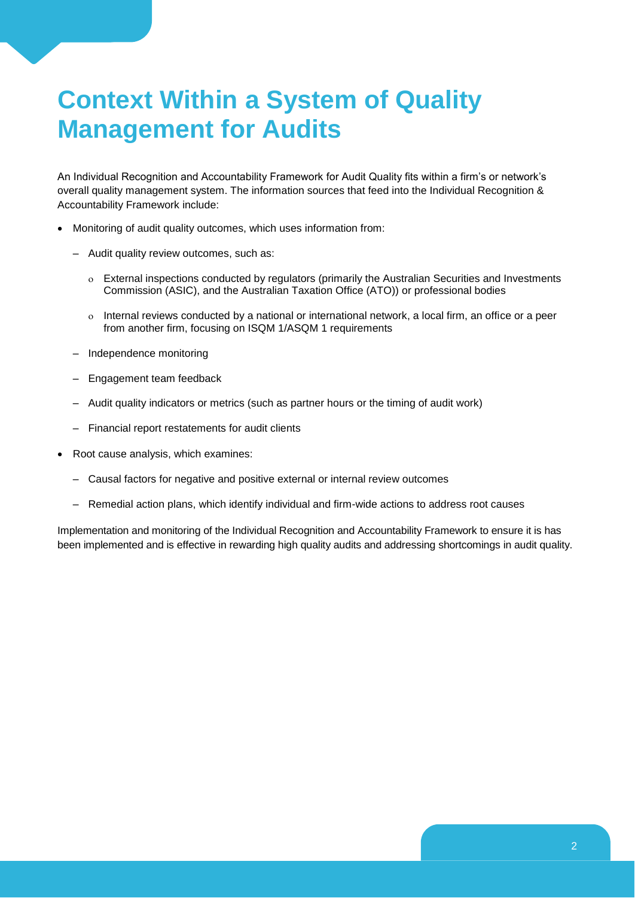# Context Within a System of Quality Management for Audits

An Individual Recognition and Accountability Framework for Audit Quality fits within a firm's or network's overall quality management system. The information sources that feed into the Individual Recognition & Accountability Framework include:

- Monitoring of audit quality outcomes, which uses information from:
  - Audit quality review outcomes, such as:
    - External inspections conducted by regulators (primarily the Australian Securities and Investments Commission (ASIC), and the Australian Taxation Office (ATO)) or professional bodies
    - Internal reviews conducted by a national or international network, a local firm, an office or a peer from another firm, focusing on ISQM 1/ASQM 1 requirements
  - Independence monitoring
  - Engagement team feedback
  - Audit quality indicators or metrics (such as partner hours or the timing of audit work)
  - Financial report restatements for audit clients
- Root cause analysis, which examines:
  - Causal factors for negative and positive external or internal review outcomes
  - Remedial action plans, which identify individual and firm-wide actions to address root causes

Implementation and monitoring of the Individual Recognition and Accountability Framework to ensure it is has been implemented and is effective in rewarding high quality audits and addressing shortcomings in audit quality.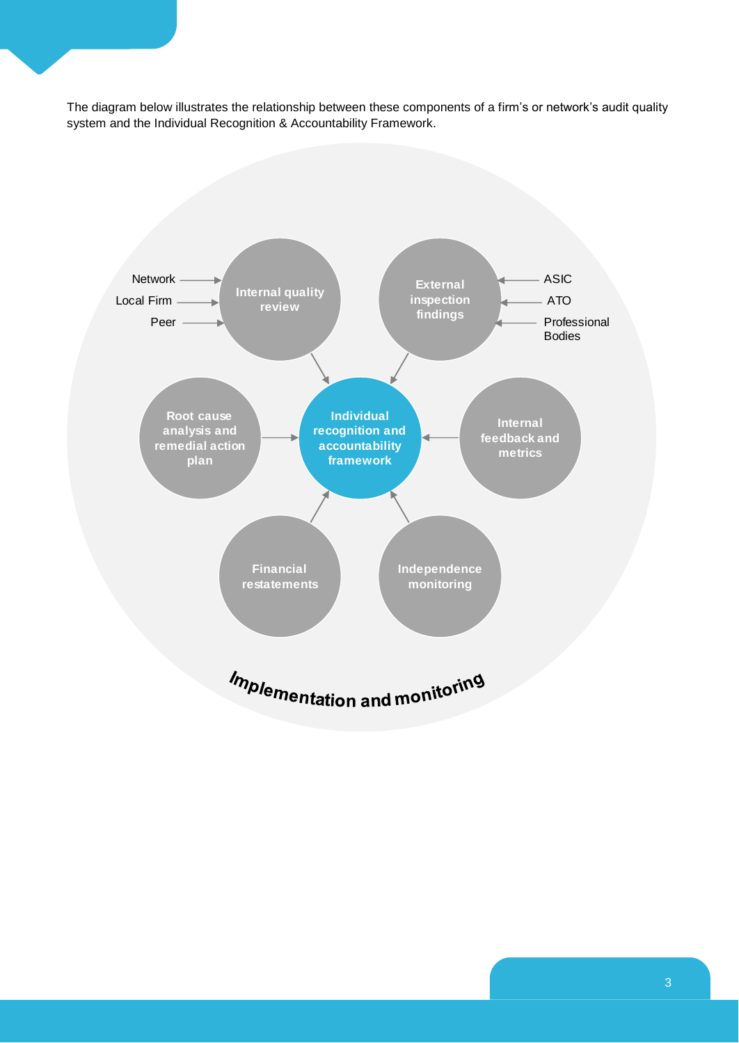The diagram below illustrates the relationship between these components of a firm's or network's audit quality system and the Individual Recognition & Accountability Framework.

- **Individual recognition and accountability framework** (centre), receiving inputs from:
  - Internal quality review (inputs: Network, Local Firm, Peer)
  - External inspection findings (inputs: ASIC, ATO, Professional Bodies)
  - Root cause analysis and remedial action plan
  - Internal feedback and metrics
  - Financial restatements
  - Independence monitoring

*Implementation and monitoring*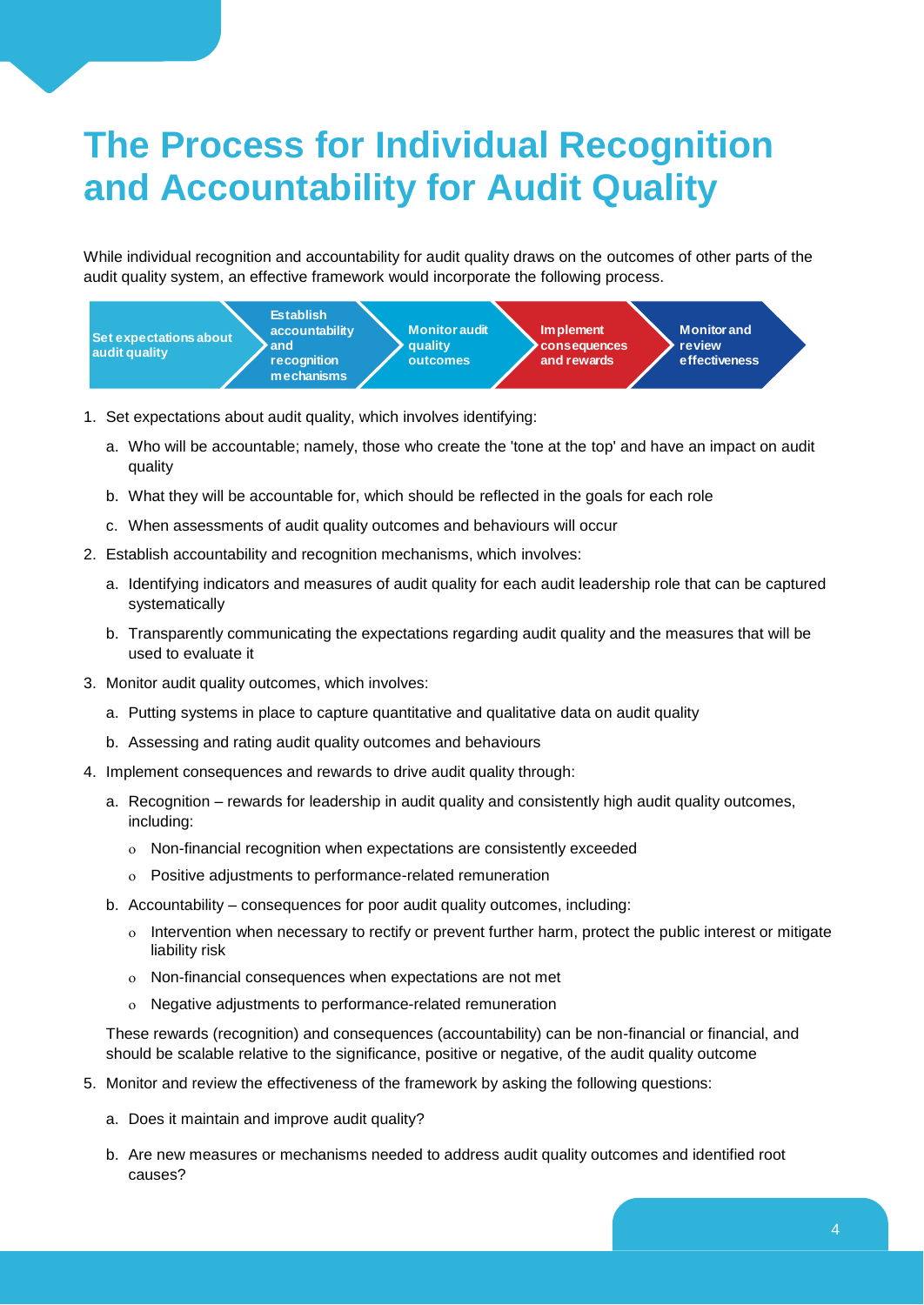# The Process for Individual Recognition and Accountability for Audit Quality

While individual recognition and accountability for audit quality draws on the outcomes of other parts of the audit quality system, an effective framework would incorporate the following process.

**Set expectations about audit quality** → **Establish accountability and recognition mechanisms** → **Monitor audit quality outcomes** → **Implement consequences and rewards** → **Monitor and review effectiveness**

1. Set expectations about audit quality, which involves identifying:
   a. Who will be accountable; namely, those who create the 'tone at the top' and have an impact on audit quality
   b. What they will be accountable for, which should be reflected in the goals for each role
   c. When assessments of audit quality outcomes and behaviours will occur
2. Establish accountability and recognition mechanisms, which involves:
   a. Identifying indicators and measures of audit quality for each audit leadership role that can be captured systematically
   b. Transparently communicating the expectations regarding audit quality and the measures that will be used to evaluate it
3. Monitor audit quality outcomes, which involves:
   a. Putting systems in place to capture quantitative and qualitative data on audit quality
   b. Assessing and rating audit quality outcomes and behaviours
4. Implement consequences and rewards to drive audit quality through:
   a. Recognition – rewards for leadership in audit quality and consistently high audit quality outcomes, including:
      - Non-financial recognition when expectations are consistently exceeded
      - Positive adjustments to performance-related remuneration
   b. Accountability – consequences for poor audit quality outcomes, including:
      - Intervention when necessary to rectify or prevent further harm, protect the public interest or mitigate liability risk
      - Non-financial consequences when expectations are not met
      - Negative adjustments to performance-related remuneration

   These rewards (recognition) and consequences (accountability) can be non-financial or financial, and should be scalable relative to the significance, positive or negative, of the audit quality outcome
5. Monitor and review the effectiveness of the framework by asking the following questions:
   a. Does it maintain and improve audit quality?
   b. Are new measures or mechanisms needed to address audit quality outcomes and identified root causes?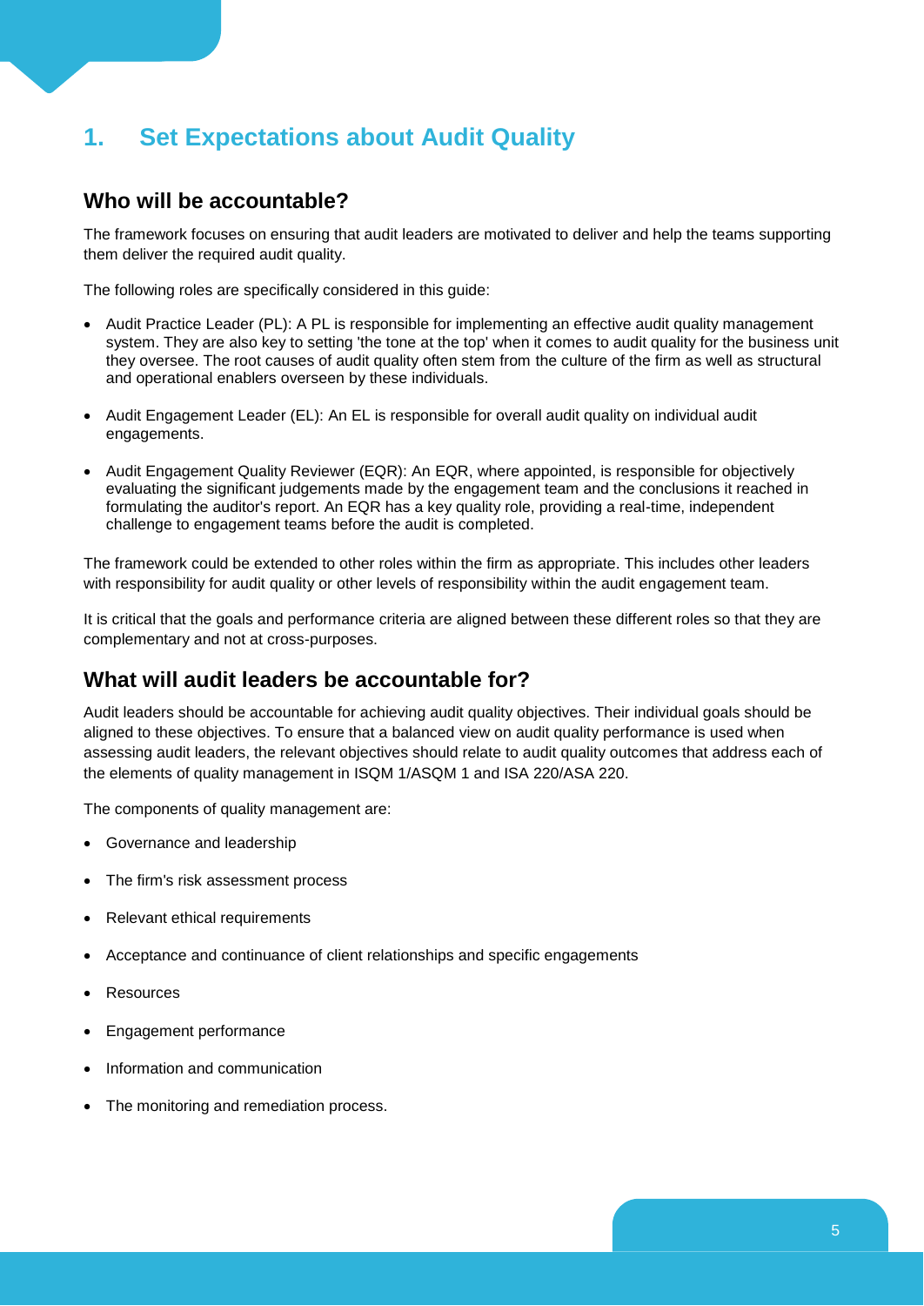# 1. Set Expectations about Audit Quality

## Who will be accountable?

The framework focuses on ensuring that audit leaders are motivated to deliver and help the teams supporting them deliver the required audit quality.

The following roles are specifically considered in this guide:

- Audit Practice Leader (PL): A PL is responsible for implementing an effective audit quality management system. They are also key to setting 'the tone at the top' when it comes to audit quality for the business unit they oversee. The root causes of audit quality often stem from the culture of the firm as well as structural and operational enablers overseen by these individuals.

- Audit Engagement Leader (EL): An EL is responsible for overall audit quality on individual audit engagements.

- Audit Engagement Quality Reviewer (EQR): An EQR, where appointed, is responsible for objectively evaluating the significant judgements made by the engagement team and the conclusions it reached in formulating the auditor's report. An EQR has a key quality role, providing a real-time, independent challenge to engagement teams before the audit is completed.

The framework could be extended to other roles within the firm as appropriate. This includes other leaders with responsibility for audit quality or other levels of responsibility within the audit engagement team.

It is critical that the goals and performance criteria are aligned between these different roles so that they are complementary and not at cross-purposes.

## What will audit leaders be accountable for?

Audit leaders should be accountable for achieving audit quality objectives. Their individual goals should be aligned to these objectives. To ensure that a balanced view on audit quality performance is used when assessing audit leaders, the relevant objectives should relate to audit quality outcomes that address each of the elements of quality management in ISQM 1/ASQM 1 and ISA 220/ASA 220.

The components of quality management are:

- Governance and leadership
- The firm's risk assessment process
- Relevant ethical requirements
- Acceptance and continuance of client relationships and specific engagements
- Resources
- Engagement performance
- Information and communication
- The monitoring and remediation process.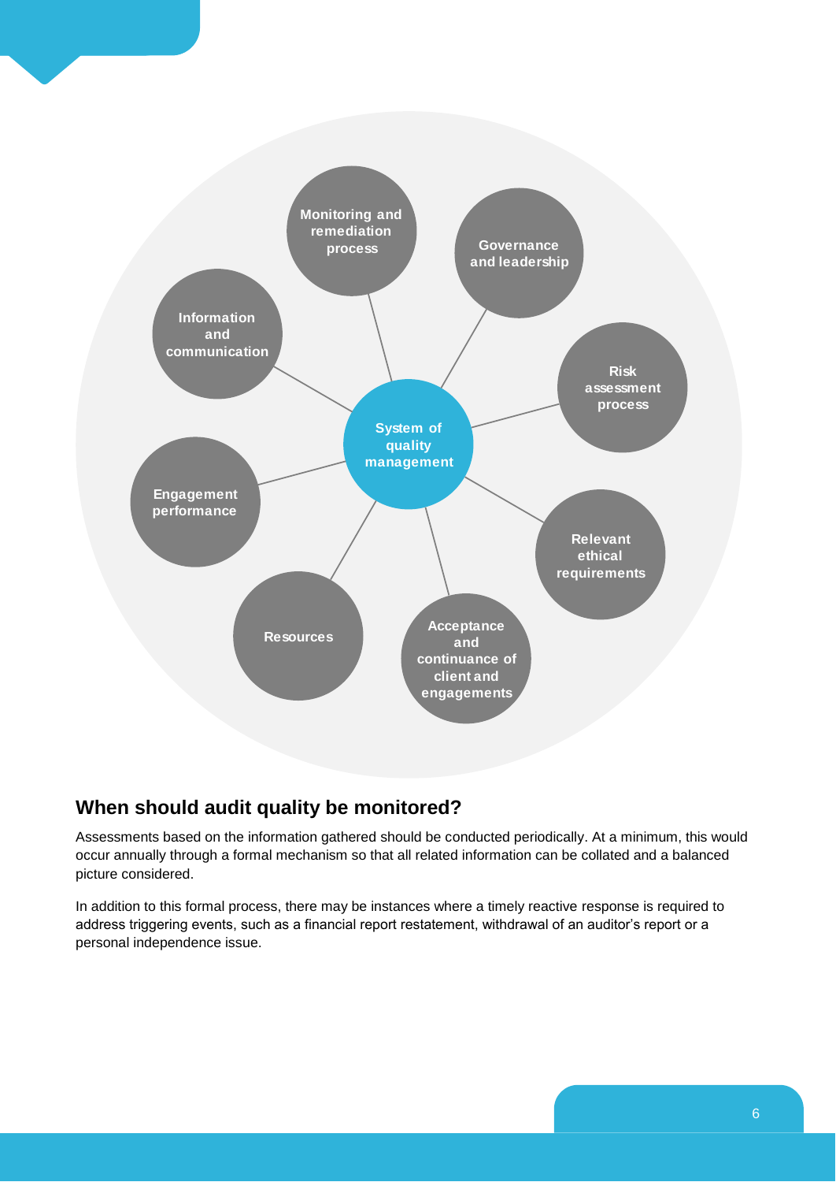System of quality management

- Monitoring and remediation process
- Governance and leadership
- Risk assessment process
- Relevant ethical requirements
- Acceptance and continuance of client and engagements
- Resources
- Engagement performance
- Information and communication

## When should audit quality be monitored?

Assessments based on the information gathered should be conducted periodically. At a minimum, this would occur annually through a formal mechanism so that all related information can be collated and a balanced picture considered.

In addition to this formal process, there may be instances where a timely reactive response is required to address triggering events, such as a financial report restatement, withdrawal of an auditor's report or a personal independence issue.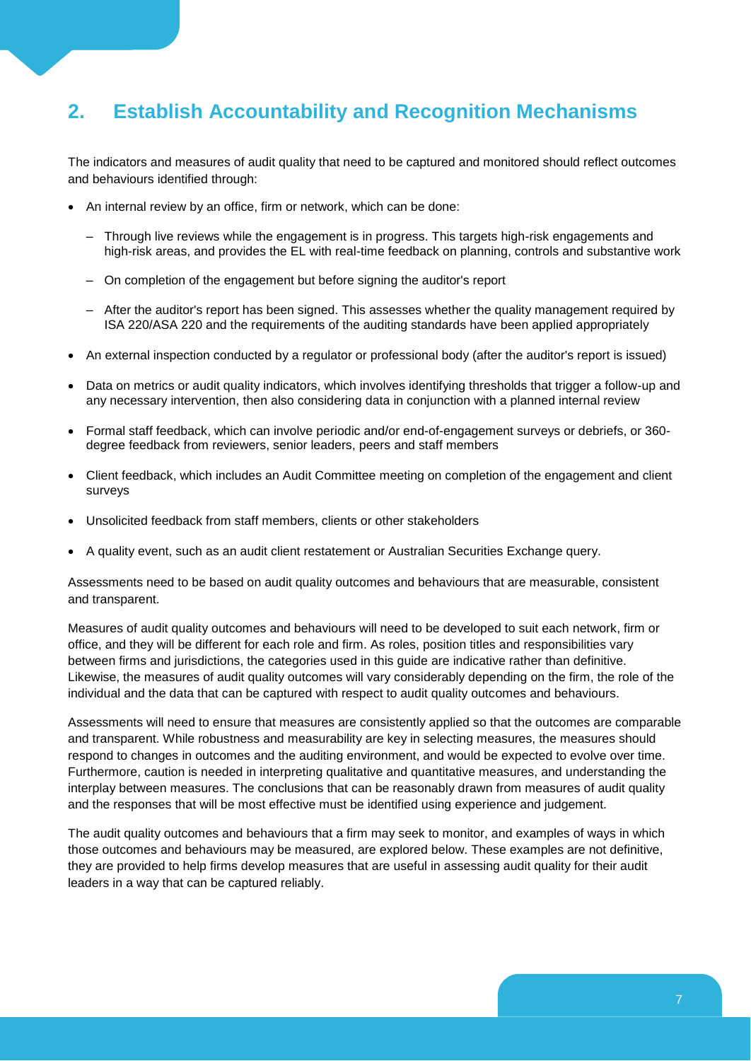## 2. Establish Accountability and Recognition Mechanisms

The indicators and measures of audit quality that need to be captured and monitored should reflect outcomes and behaviours identified through:

- An internal review by an office, firm or network, which can be done:
  - Through live reviews while the engagement is in progress. This targets high-risk engagements and high-risk areas, and provides the EL with real-time feedback on planning, controls and substantive work
  - On completion of the engagement but before signing the auditor's report
  - After the auditor's report has been signed. This assesses whether the quality management required by ISA 220/ASA 220 and the requirements of the auditing standards have been applied appropriately
- An external inspection conducted by a regulator or professional body (after the auditor's report is issued)
- Data on metrics or audit quality indicators, which involves identifying thresholds that trigger a follow-up and any necessary intervention, then also considering data in conjunction with a planned internal review
- Formal staff feedback, which can involve periodic and/or end-of-engagement surveys or debriefs, or 360-degree feedback from reviewers, senior leaders, peers and staff members
- Client feedback, which includes an Audit Committee meeting on completion of the engagement and client surveys
- Unsolicited feedback from staff members, clients or other stakeholders
- A quality event, such as an audit client restatement or Australian Securities Exchange query.

Assessments need to be based on audit quality outcomes and behaviours that are measurable, consistent and transparent.

Measures of audit quality outcomes and behaviours will need to be developed to suit each network, firm or office, and they will be different for each role and firm. As roles, position titles and responsibilities vary between firms and jurisdictions, the categories used in this guide are indicative rather than definitive. Likewise, the measures of audit quality outcomes will vary considerably depending on the firm, the role of the individual and the data that can be captured with respect to audit quality outcomes and behaviours.

Assessments will need to ensure that measures are consistently applied so that the outcomes are comparable and transparent. While robustness and measurability are key in selecting measures, the measures should respond to changes in outcomes and the auditing environment, and would be expected to evolve over time. Furthermore, caution is needed in interpreting qualitative and quantitative measures, and understanding the interplay between measures. The conclusions that can be reasonably drawn from measures of audit quality and the responses that will be most effective must be identified using experience and judgement.

The audit quality outcomes and behaviours that a firm may seek to monitor, and examples of ways in which those outcomes and behaviours may be measured, are explored below. These examples are not definitive, they are provided to help firms develop measures that are useful in assessing audit quality for their audit leaders in a way that can be captured reliably.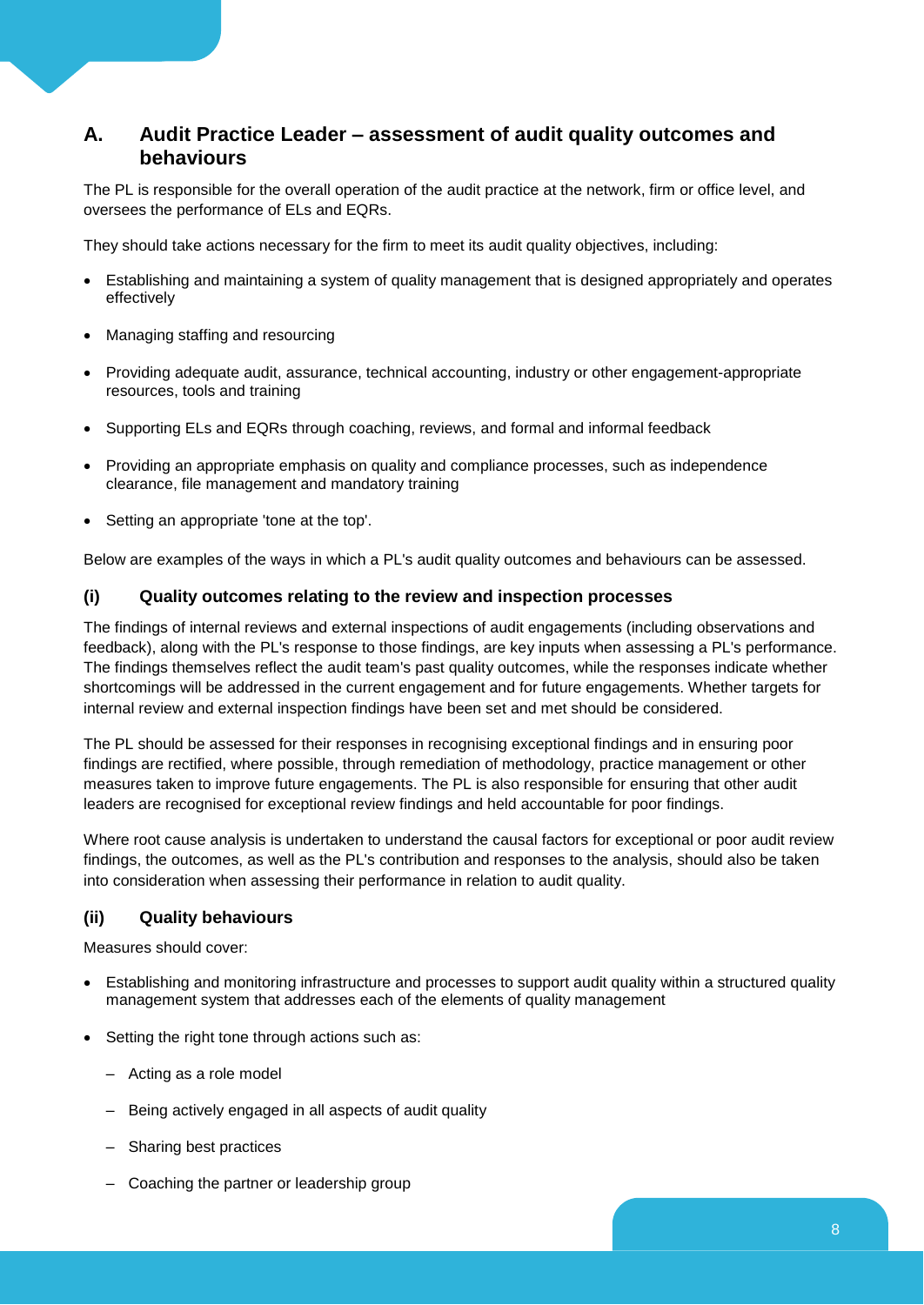## A. Audit Practice Leader – assessment of audit quality outcomes and behaviours

The PL is responsible for the overall operation of the audit practice at the network, firm or office level, and oversees the performance of ELs and EQRs.

They should take actions necessary for the firm to meet its audit quality objectives, including:

- Establishing and maintaining a system of quality management that is designed appropriately and operates effectively
- Managing staffing and resourcing
- Providing adequate audit, assurance, technical accounting, industry or other engagement-appropriate resources, tools and training
- Supporting ELs and EQRs through coaching, reviews, and formal and informal feedback
- Providing an appropriate emphasis on quality and compliance processes, such as independence clearance, file management and mandatory training
- Setting an appropriate 'tone at the top'.

Below are examples of the ways in which a PL's audit quality outcomes and behaviours can be assessed.

### (i) Quality outcomes relating to the review and inspection processes

The findings of internal reviews and external inspections of audit engagements (including observations and feedback), along with the PL's response to those findings, are key inputs when assessing a PL's performance. The findings themselves reflect the audit team's past quality outcomes, while the responses indicate whether shortcomings will be addressed in the current engagement and for future engagements. Whether targets for internal review and external inspection findings have been set and met should be considered.

The PL should be assessed for their responses in recognising exceptional findings and in ensuring poor findings are rectified, where possible, through remediation of methodology, practice management or other measures taken to improve future engagements. The PL is also responsible for ensuring that other audit leaders are recognised for exceptional review findings and held accountable for poor findings.

Where root cause analysis is undertaken to understand the causal factors for exceptional or poor audit review findings, the outcomes, as well as the PL's contribution and responses to the analysis, should also be taken into consideration when assessing their performance in relation to audit quality.

### (ii) Quality behaviours

Measures should cover:

- Establishing and monitoring infrastructure and processes to support audit quality within a structured quality management system that addresses each of the elements of quality management
- Setting the right tone through actions such as:
  - Acting as a role model
  - Being actively engaged in all aspects of audit quality
  - Sharing best practices
  - Coaching the partner or leadership group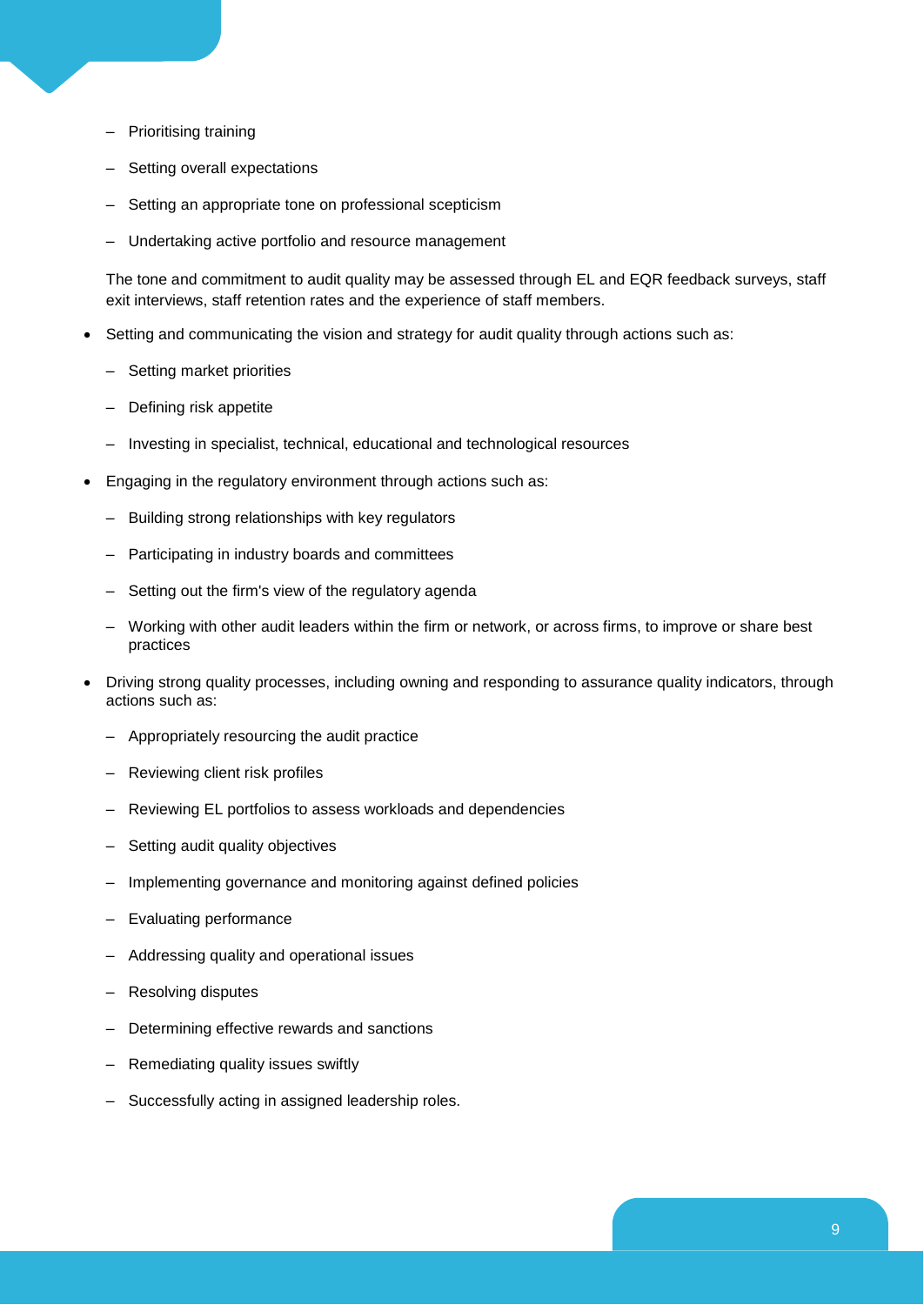- Prioritising training
  - Setting overall expectations
  - Setting an appropriate tone on professional scepticism
  - Undertaking active portfolio and resource management

  The tone and commitment to audit quality may be assessed through EL and EQR feedback surveys, staff exit interviews, staff retention rates and the experience of staff members.

- Setting and communicating the vision and strategy for audit quality through actions such as:
  - Setting market priorities
  - Defining risk appetite
  - Investing in specialist, technical, educational and technological resources
- Engaging in the regulatory environment through actions such as:
  - Building strong relationships with key regulators
  - Participating in industry boards and committees
  - Setting out the firm's view of the regulatory agenda
  - Working with other audit leaders within the firm or network, or across firms, to improve or share best practices
- Driving strong quality processes, including owning and responding to assurance quality indicators, through actions such as:
  - Appropriately resourcing the audit practice
  - Reviewing client risk profiles
  - Reviewing EL portfolios to assess workloads and dependencies
  - Setting audit quality objectives
  - Implementing governance and monitoring against defined policies
  - Evaluating performance
  - Addressing quality and operational issues
  - Resolving disputes
  - Determining effective rewards and sanctions
  - Remediating quality issues swiftly
  - Successfully acting in assigned leadership roles.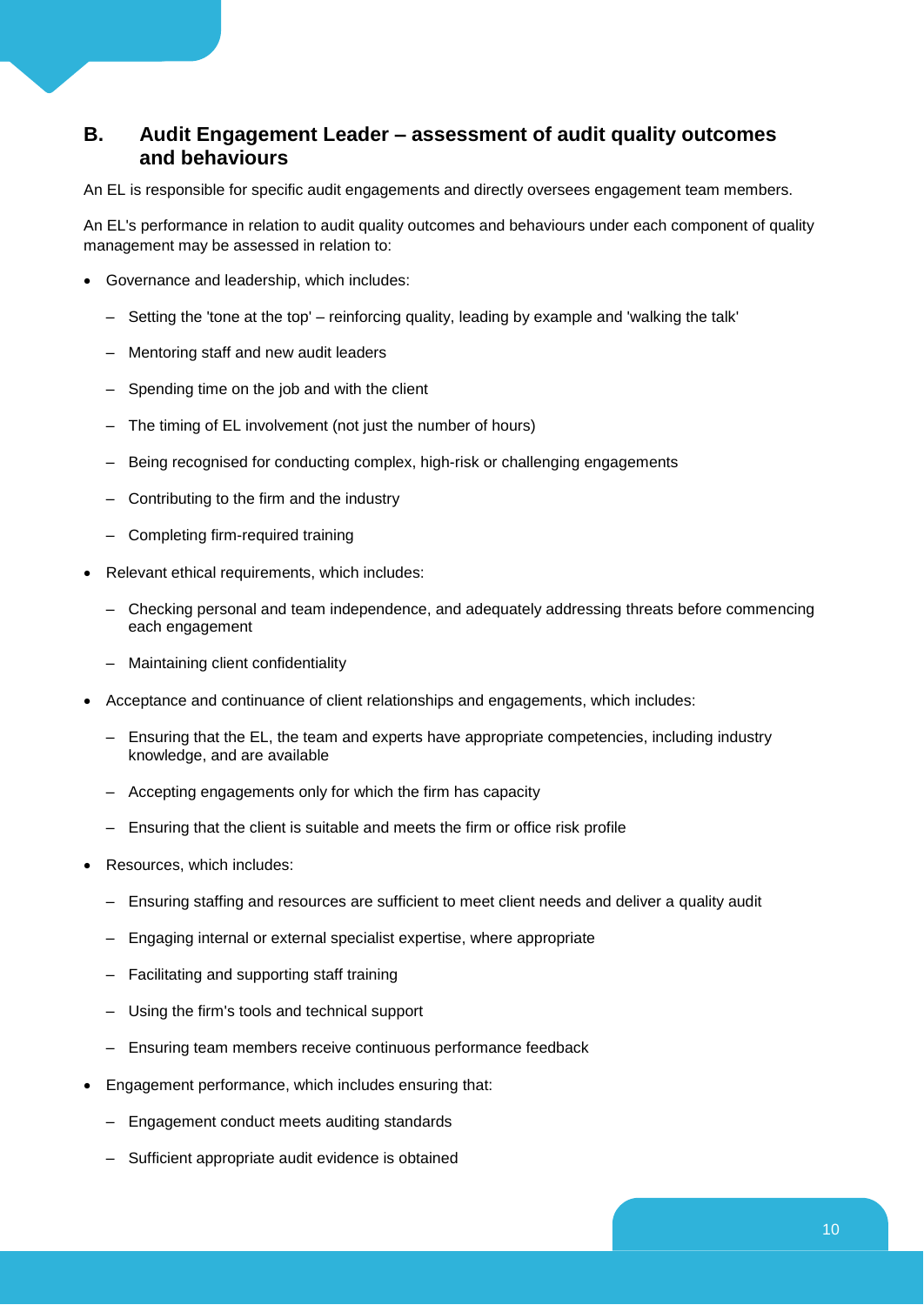## B. Audit Engagement Leader – assessment of audit quality outcomes and behaviours

An EL is responsible for specific audit engagements and directly oversees engagement team members.

An EL's performance in relation to audit quality outcomes and behaviours under each component of quality management may be assessed in relation to:

- Governance and leadership, which includes:
  - Setting the 'tone at the top' – reinforcing quality, leading by example and 'walking the talk'
  - Mentoring staff and new audit leaders
  - Spending time on the job and with the client
  - The timing of EL involvement (not just the number of hours)
  - Being recognised for conducting complex, high-risk or challenging engagements
  - Contributing to the firm and the industry
  - Completing firm-required training
- Relevant ethical requirements, which includes:
  - Checking personal and team independence, and adequately addressing threats before commencing each engagement
  - Maintaining client confidentiality
- Acceptance and continuance of client relationships and engagements, which includes:
  - Ensuring that the EL, the team and experts have appropriate competencies, including industry knowledge, and are available
  - Accepting engagements only for which the firm has capacity
  - Ensuring that the client is suitable and meets the firm or office risk profile
- Resources, which includes:
  - Ensuring staffing and resources are sufficient to meet client needs and deliver a quality audit
  - Engaging internal or external specialist expertise, where appropriate
  - Facilitating and supporting staff training
  - Using the firm's tools and technical support
  - Ensuring team members receive continuous performance feedback
- Engagement performance, which includes ensuring that:
  - Engagement conduct meets auditing standards
  - Sufficient appropriate audit evidence is obtained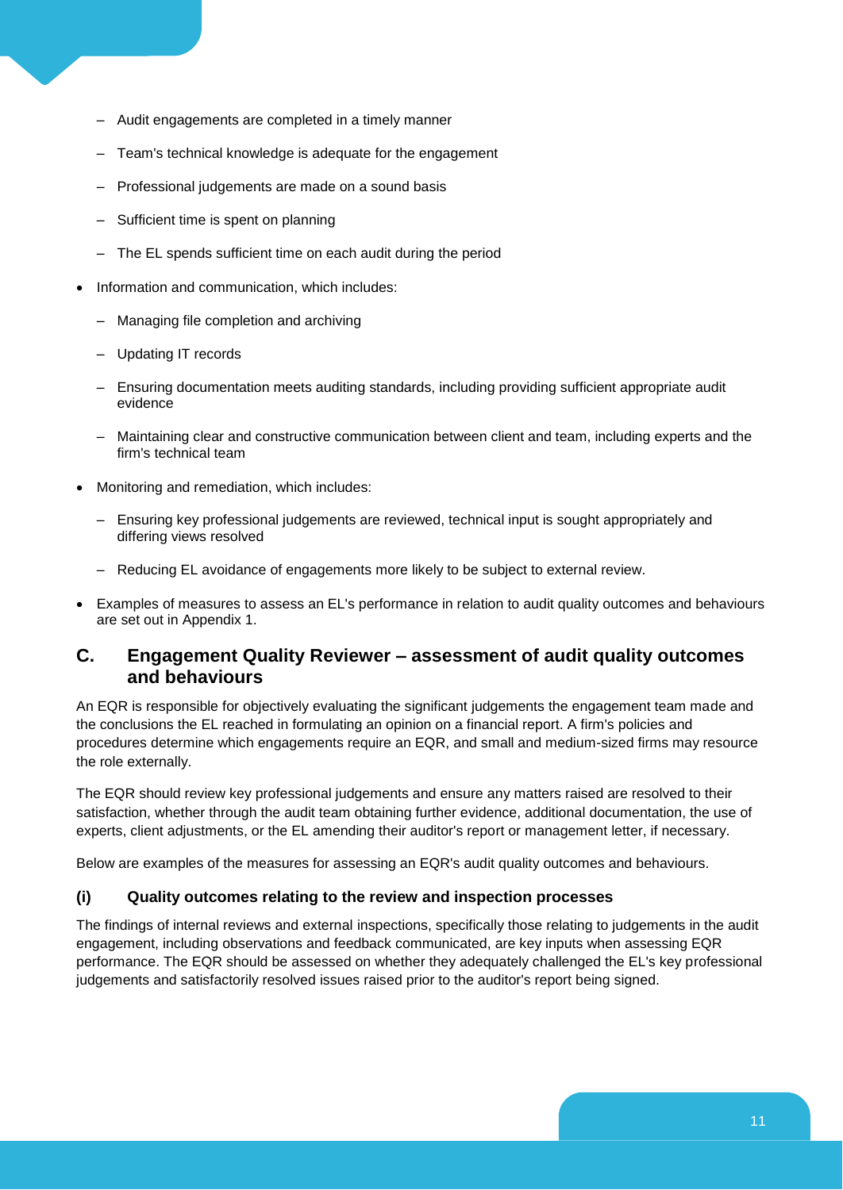- Audit engagements are completed in a timely manner
  - Team's technical knowledge is adequate for the engagement
  - Professional judgements are made on a sound basis
  - Sufficient time is spent on planning
  - The EL spends sufficient time on each audit during the period
- Information and communication, which includes:
  - Managing file completion and archiving
  - Updating IT records
  - Ensuring documentation meets auditing standards, including providing sufficient appropriate audit evidence
  - Maintaining clear and constructive communication between client and team, including experts and the firm's technical team
- Monitoring and remediation, which includes:
  - Ensuring key professional judgements are reviewed, technical input is sought appropriately and differing views resolved
  - Reducing EL avoidance of engagements more likely to be subject to external review.
- Examples of measures to assess an EL's performance in relation to audit quality outcomes and behaviours are set out in Appendix 1.

## C. Engagement Quality Reviewer – assessment of audit quality outcomes and behaviours

An EQR is responsible for objectively evaluating the significant judgements the engagement team made and the conclusions the EL reached in formulating an opinion on a financial report. A firm's policies and procedures determine which engagements require an EQR, and small and medium-sized firms may resource the role externally.

The EQR should review key professional judgements and ensure any matters raised are resolved to their satisfaction, whether through the audit team obtaining further evidence, additional documentation, the use of experts, client adjustments, or the EL amending their auditor's report or management letter, if necessary.

Below are examples of the measures for assessing an EQR's audit quality outcomes and behaviours.

### (i) Quality outcomes relating to the review and inspection processes

The findings of internal reviews and external inspections, specifically those relating to judgements in the audit engagement, including observations and feedback communicated, are key inputs when assessing EQR performance. The EQR should be assessed on whether they adequately challenged the EL's key professional judgements and satisfactorily resolved issues raised prior to the auditor's report being signed.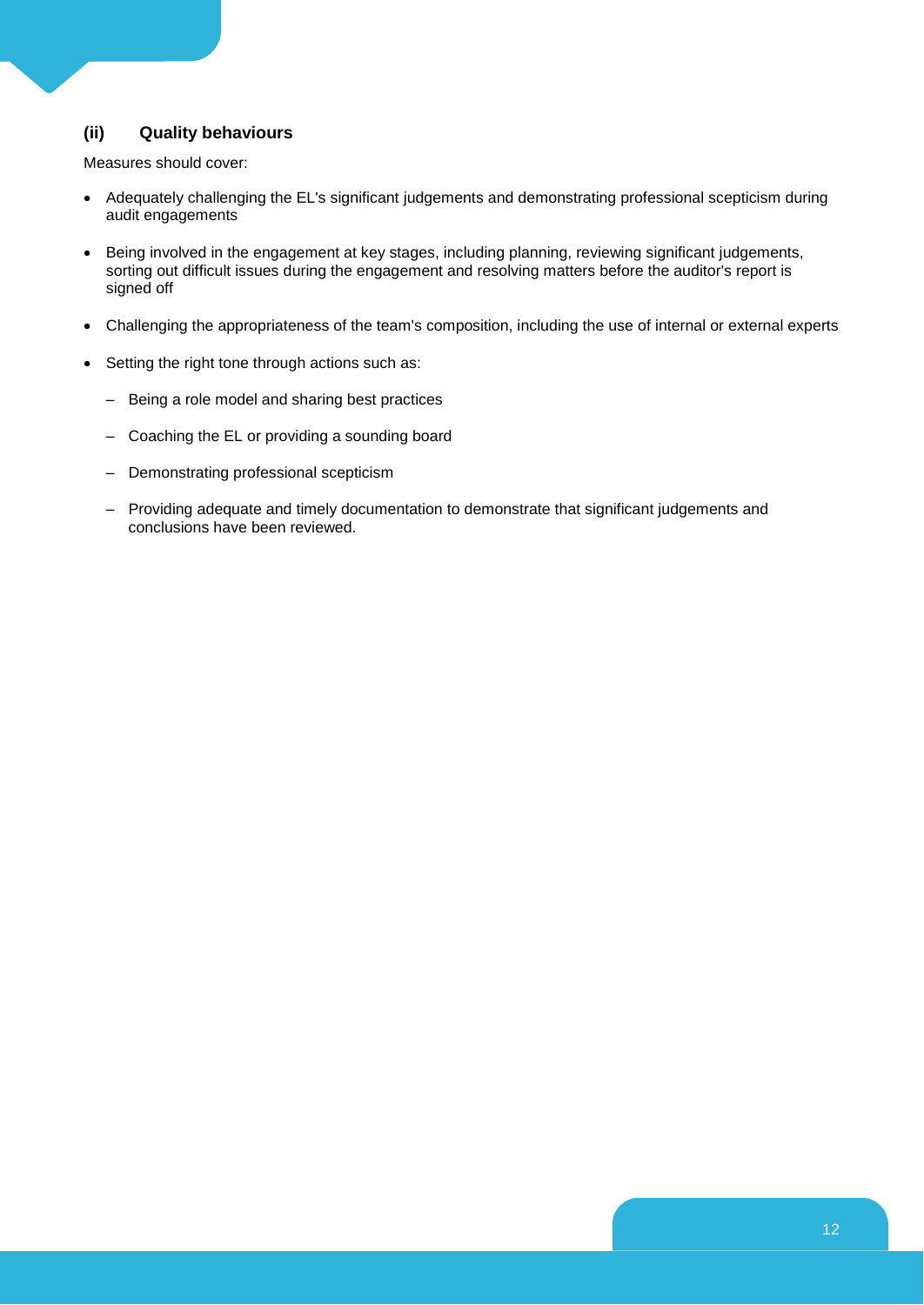### (ii) Quality behaviours

Measures should cover:

- Adequately challenging the EL's significant judgements and demonstrating professional scepticism during audit engagements
- Being involved in the engagement at key stages, including planning, reviewing significant judgements, sorting out difficult issues during the engagement and resolving matters before the auditor's report is signed off
- Challenging the appropriateness of the team's composition, including the use of internal or external experts
- Setting the right tone through actions such as:
  - Being a role model and sharing best practices
  - Coaching the EL or providing a sounding board
  - Demonstrating professional scepticism
  - Providing adequate and timely documentation to demonstrate that significant judgements and conclusions have been reviewed.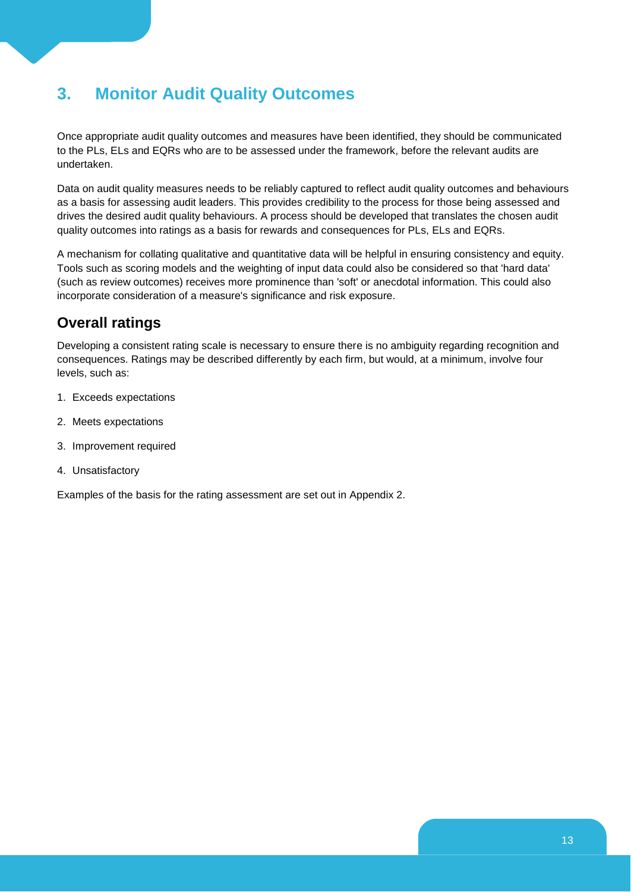# 3. Monitor Audit Quality Outcomes

Once appropriate audit quality outcomes and measures have been identified, they should be communicated to the PLs, ELs and EQRs who are to be assessed under the framework, before the relevant audits are undertaken.

Data on audit quality measures needs to be reliably captured to reflect audit quality outcomes and behaviours as a basis for assessing audit leaders. This provides credibility to the process for those being assessed and drives the desired audit quality behaviours. A process should be developed that translates the chosen audit quality outcomes into ratings as a basis for rewards and consequences for PLs, ELs and EQRs.

A mechanism for collating qualitative and quantitative data will be helpful in ensuring consistency and equity. Tools such as scoring models and the weighting of input data could also be considered so that 'hard data' (such as review outcomes) receives more prominence than 'soft' or anecdotal information. This could also incorporate consideration of a measure's significance and risk exposure.

## Overall ratings

Developing a consistent rating scale is necessary to ensure there is no ambiguity regarding recognition and consequences. Ratings may be described differently by each firm, but would, at a minimum, involve four levels, such as:

1. Exceeds expectations
2. Meets expectations
3. Improvement required
4. Unsatisfactory

Examples of the basis for the rating assessment are set out in Appendix 2.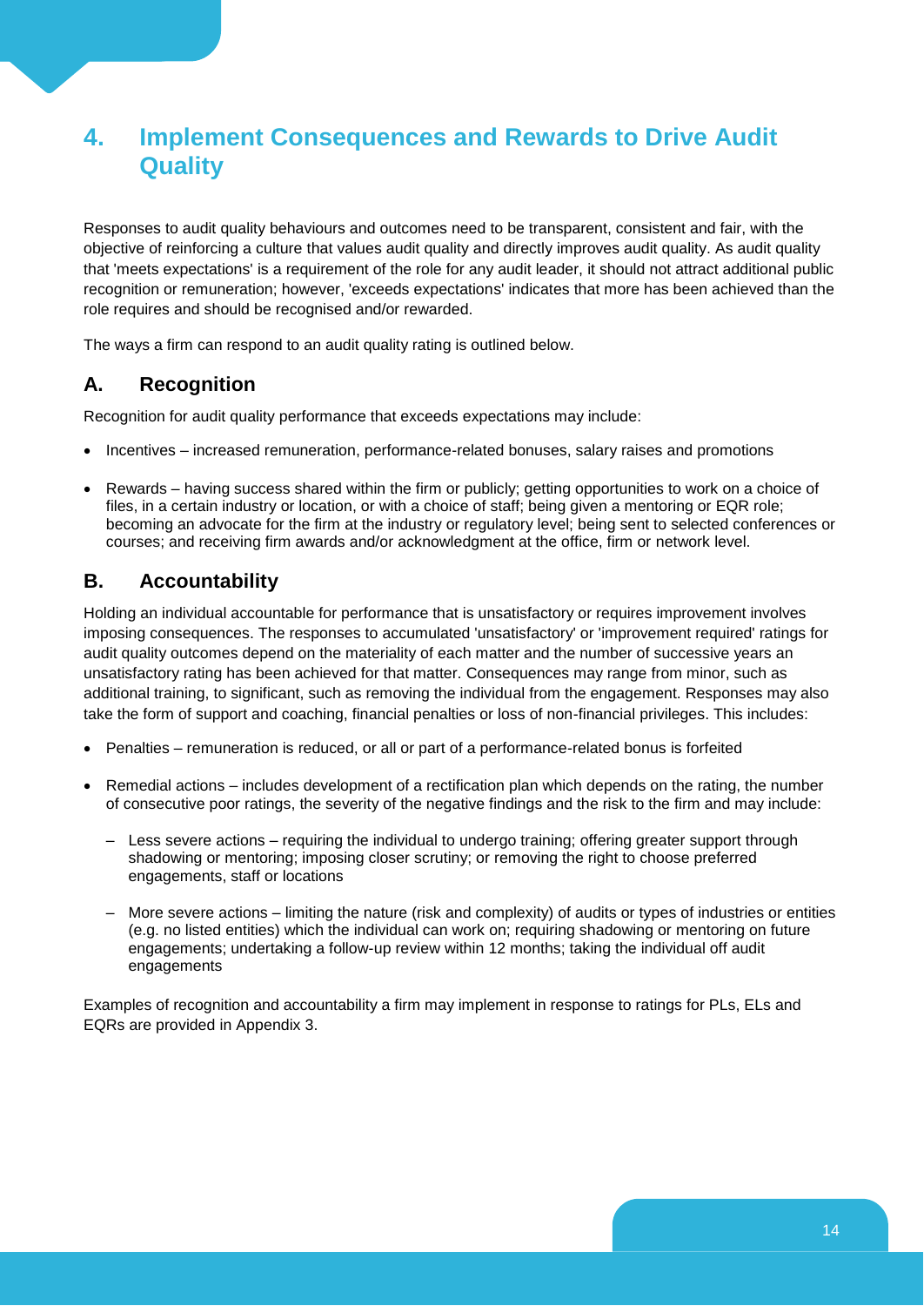# 4. Implement Consequences and Rewards to Drive Audit Quality

Responses to audit quality behaviours and outcomes need to be transparent, consistent and fair, with the objective of reinforcing a culture that values audit quality and directly improves audit quality. As audit quality that 'meets expectations' is a requirement of the role for any audit leader, it should not attract additional public recognition or remuneration; however, 'exceeds expectations' indicates that more has been achieved than the role requires and should be recognised and/or rewarded.

The ways a firm can respond to an audit quality rating is outlined below.

## A. Recognition

Recognition for audit quality performance that exceeds expectations may include:

- Incentives – increased remuneration, performance-related bonuses, salary raises and promotions
- Rewards – having success shared within the firm or publicly; getting opportunities to work on a choice of files, in a certain industry or location, or with a choice of staff; being given a mentoring or EQR role; becoming an advocate for the firm at the industry or regulatory level; being sent to selected conferences or courses; and receiving firm awards and/or acknowledgment at the office, firm or network level.

## B. Accountability

Holding an individual accountable for performance that is unsatisfactory or requires improvement involves imposing consequences. The responses to accumulated 'unsatisfactory' or 'improvement required' ratings for audit quality outcomes depend on the materiality of each matter and the number of successive years an unsatisfactory rating has been achieved for that matter. Consequences may range from minor, such as additional training, to significant, such as removing the individual from the engagement. Responses may also take the form of support and coaching, financial penalties or loss of non-financial privileges. This includes:

- Penalties – remuneration is reduced, or all or part of a performance-related bonus is forfeited
- Remedial actions – includes development of a rectification plan which depends on the rating, the number of consecutive poor ratings, the severity of the negative findings and the risk to the firm and may include:
  - Less severe actions – requiring the individual to undergo training; offering greater support through shadowing or mentoring; imposing closer scrutiny; or removing the right to choose preferred engagements, staff or locations
  - More severe actions – limiting the nature (risk and complexity) of audits or types of industries or entities (e.g. no listed entities) which the individual can work on; requiring shadowing or mentoring on future engagements; undertaking a follow-up review within 12 months; taking the individual off audit engagements

Examples of recognition and accountability a firm may implement in response to ratings for PLs, ELs and EQRs are provided in Appendix 3.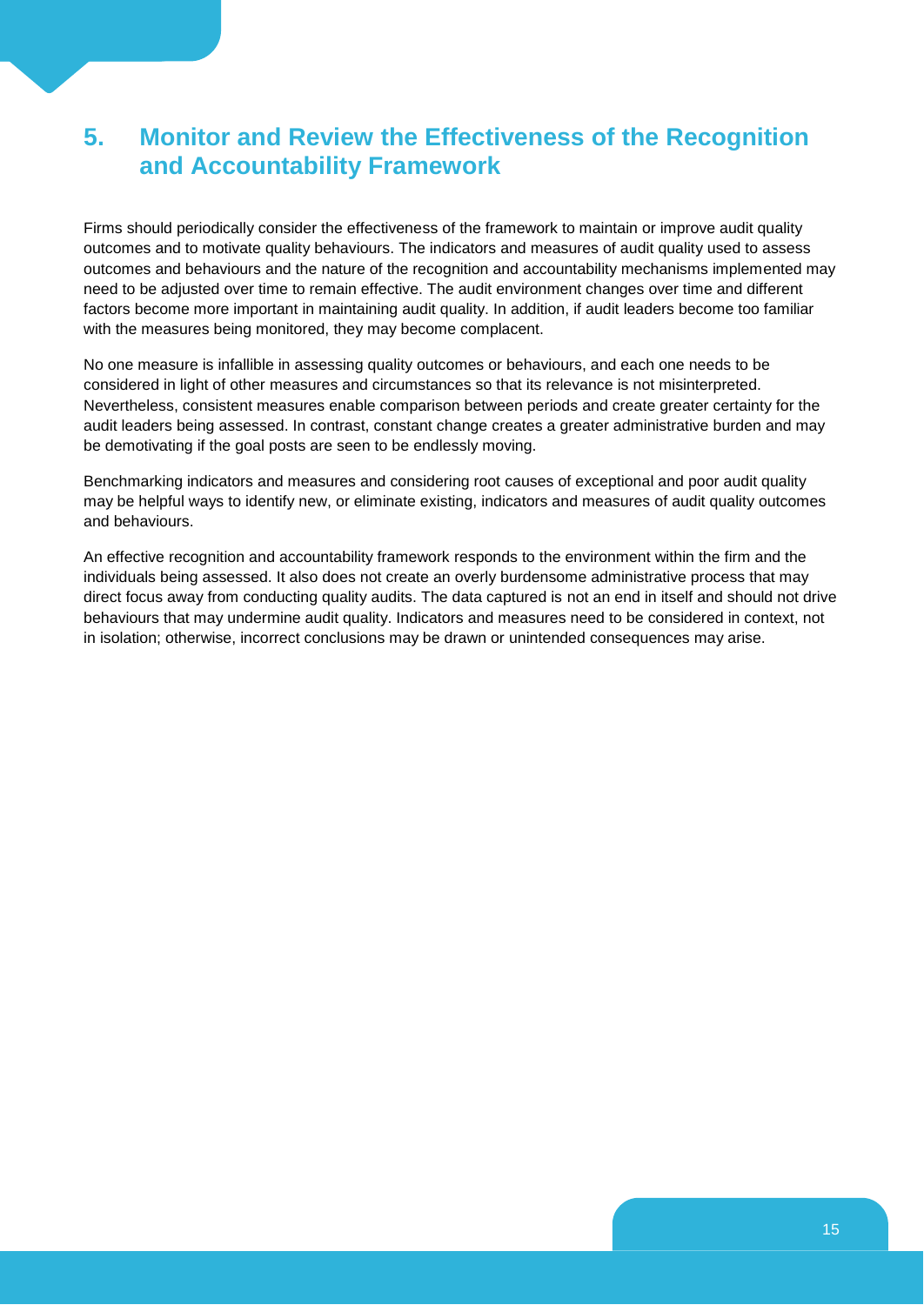## 5. Monitor and Review the Effectiveness of the Recognition and Accountability Framework

Firms should periodically consider the effectiveness of the framework to maintain or improve audit quality outcomes and to motivate quality behaviours. The indicators and measures of audit quality used to assess outcomes and behaviours and the nature of the recognition and accountability mechanisms implemented may need to be adjusted over time to remain effective. The audit environment changes over time and different factors become more important in maintaining audit quality. In addition, if audit leaders become too familiar with the measures being monitored, they may become complacent.

No one measure is infallible in assessing quality outcomes or behaviours, and each one needs to be considered in light of other measures and circumstances so that its relevance is not misinterpreted. Nevertheless, consistent measures enable comparison between periods and create greater certainty for the audit leaders being assessed. In contrast, constant change creates a greater administrative burden and may be demotivating if the goal posts are seen to be endlessly moving.

Benchmarking indicators and measures and considering root causes of exceptional and poor audit quality may be helpful ways to identify new, or eliminate existing, indicators and measures of audit quality outcomes and behaviours.

An effective recognition and accountability framework responds to the environment within the firm and the individuals being assessed. It also does not create an overly burdensome administrative process that may direct focus away from conducting quality audits. The data captured is not an end in itself and should not drive behaviours that may undermine audit quality. Indicators and measures need to be considered in context, not in isolation; otherwise, incorrect conclusions may be drawn or unintended consequences may arise.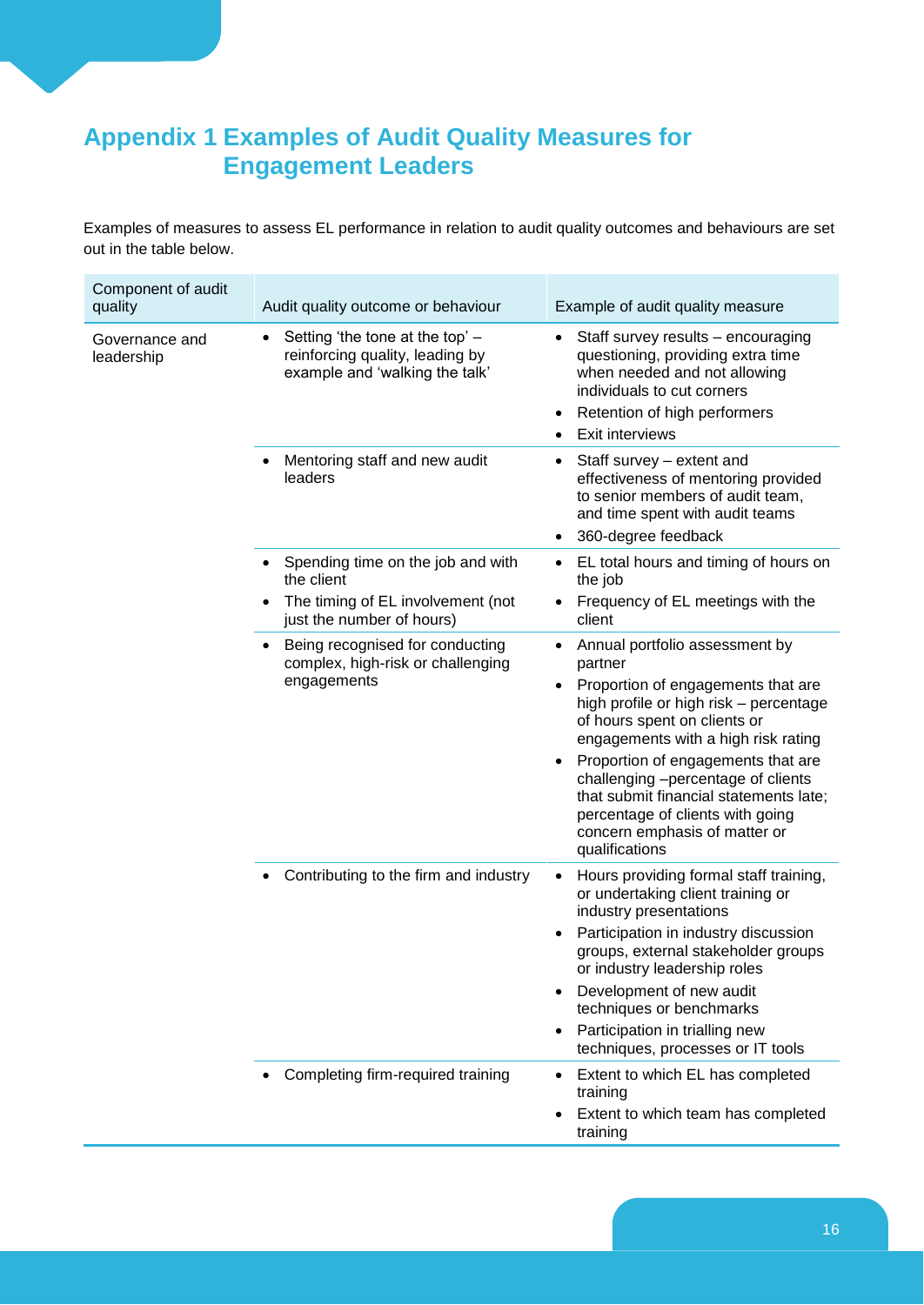# Appendix 1 Examples of Audit Quality Measures for Engagement Leaders

Examples of measures to assess EL performance in relation to audit quality outcomes and behaviours are set out in the table below.

| Component of audit quality | Audit quality outcome or behaviour | Example of audit quality measure |
|---|---|---|
| Governance and leadership | • Setting 'the tone at the top' – reinforcing quality, leading by example and 'walking the talk' | • Staff survey results – encouraging questioning, providing extra time when needed and not allowing individuals to cut corners<br>• Retention of high performers<br>• Exit interviews |
| | • Mentoring staff and new audit leaders | • Staff survey – extent and effectiveness of mentoring provided to senior members of audit team, and time spent with audit teams<br>• 360-degree feedback |
| | • Spending time on the job and with the client<br>• The timing of EL involvement (not just the number of hours) | • EL total hours and timing of hours on the job<br>• Frequency of EL meetings with the client |
| | • Being recognised for conducting complex, high-risk or challenging engagements | • Annual portfolio assessment by partner<br>• Proportion of engagements that are high profile or high risk – percentage of hours spent on clients or engagements with a high risk rating<br>• Proportion of engagements that are challenging –percentage of clients that submit financial statements late; percentage of clients with going concern emphasis of matter or qualifications |
| | • Contributing to the firm and industry | • Hours providing formal staff training, or undertaking client training or industry presentations<br>• Participation in industry discussion groups, external stakeholder groups or industry leadership roles<br>• Development of new audit techniques or benchmarks<br>• Participation in trialling new techniques, processes or IT tools |
| | • Completing firm-required training | • Extent to which EL has completed training<br>• Extent to which team has completed training |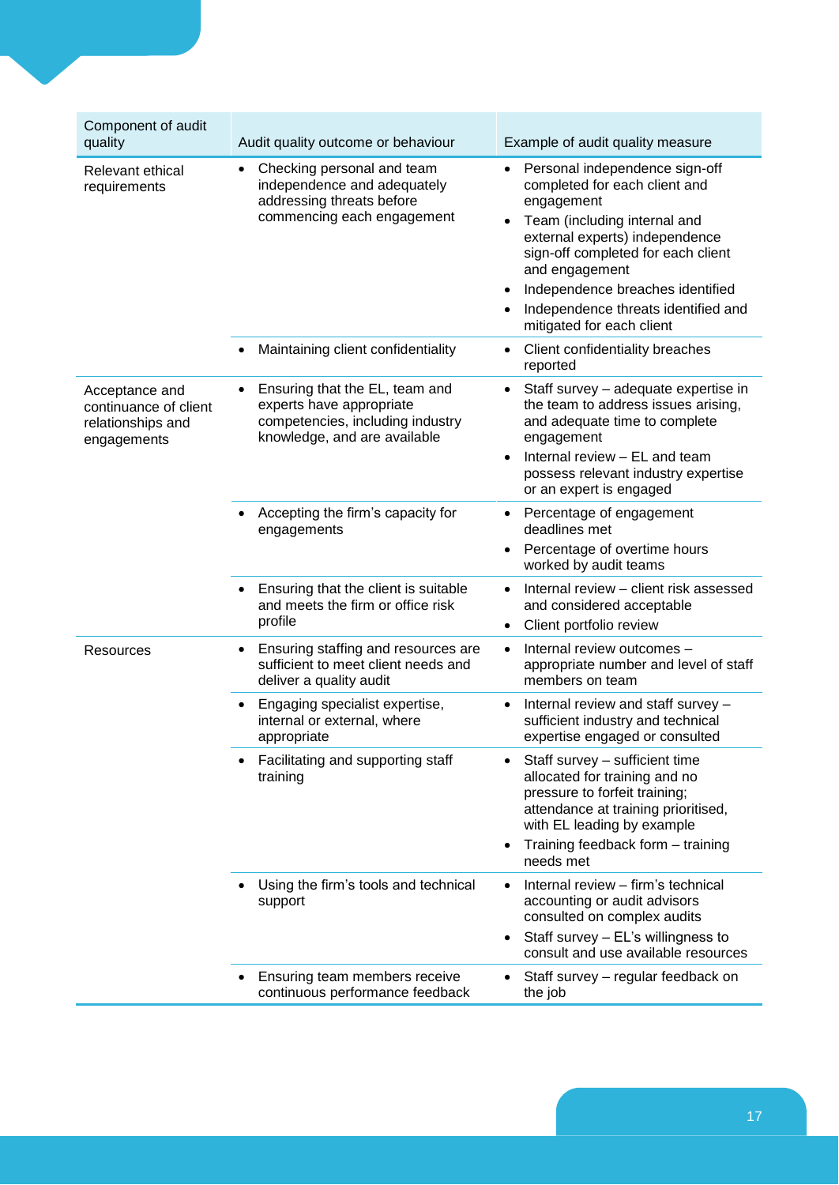| Component of audit quality | Audit quality outcome or behaviour | Example of audit quality measure |
|---|---|---|
| Relevant ethical requirements | • Checking personal and team independence and adequately addressing threats before commencing each engagement | • Personal independence sign-off completed for each client and engagement<br>• Team (including internal and external experts) independence sign-off completed for each client and engagement<br>• Independence breaches identified<br>• Independence threats identified and mitigated for each client |
| | • Maintaining client confidentiality | • Client confidentiality breaches reported |
| Acceptance and continuance of client relationships and engagements | • Ensuring that the EL, team and experts have appropriate competencies, including industry knowledge, and are available | • Staff survey – adequate expertise in the team to address issues arising, and adequate time to complete engagement<br>• Internal review – EL and team possess relevant industry expertise or an expert is engaged |
| | • Accepting the firm's capacity for engagements | • Percentage of engagement deadlines met<br>• Percentage of overtime hours worked by audit teams |
| | • Ensuring that the client is suitable and meets the firm or office risk profile | • Internal review – client risk assessed and considered acceptable<br>• Client portfolio review |
| Resources | • Ensuring staffing and resources are sufficient to meet client needs and deliver a quality audit | • Internal review outcomes – appropriate number and level of staff members on team |
| | • Engaging specialist expertise, internal or external, where appropriate | • Internal review and staff survey – sufficient industry and technical expertise engaged or consulted |
| | • Facilitating and supporting staff training | • Staff survey – sufficient time allocated for training and no pressure to forfeit training; attendance at training prioritised, with EL leading by example<br>• Training feedback form – training needs met |
| | • Using the firm's tools and technical support | • Internal review – firm's technical accounting or audit advisors consulted on complex audits<br>• Staff survey – EL's willingness to consult and use available resources |
| | • Ensuring team members receive continuous performance feedback | • Staff survey – regular feedback on the job |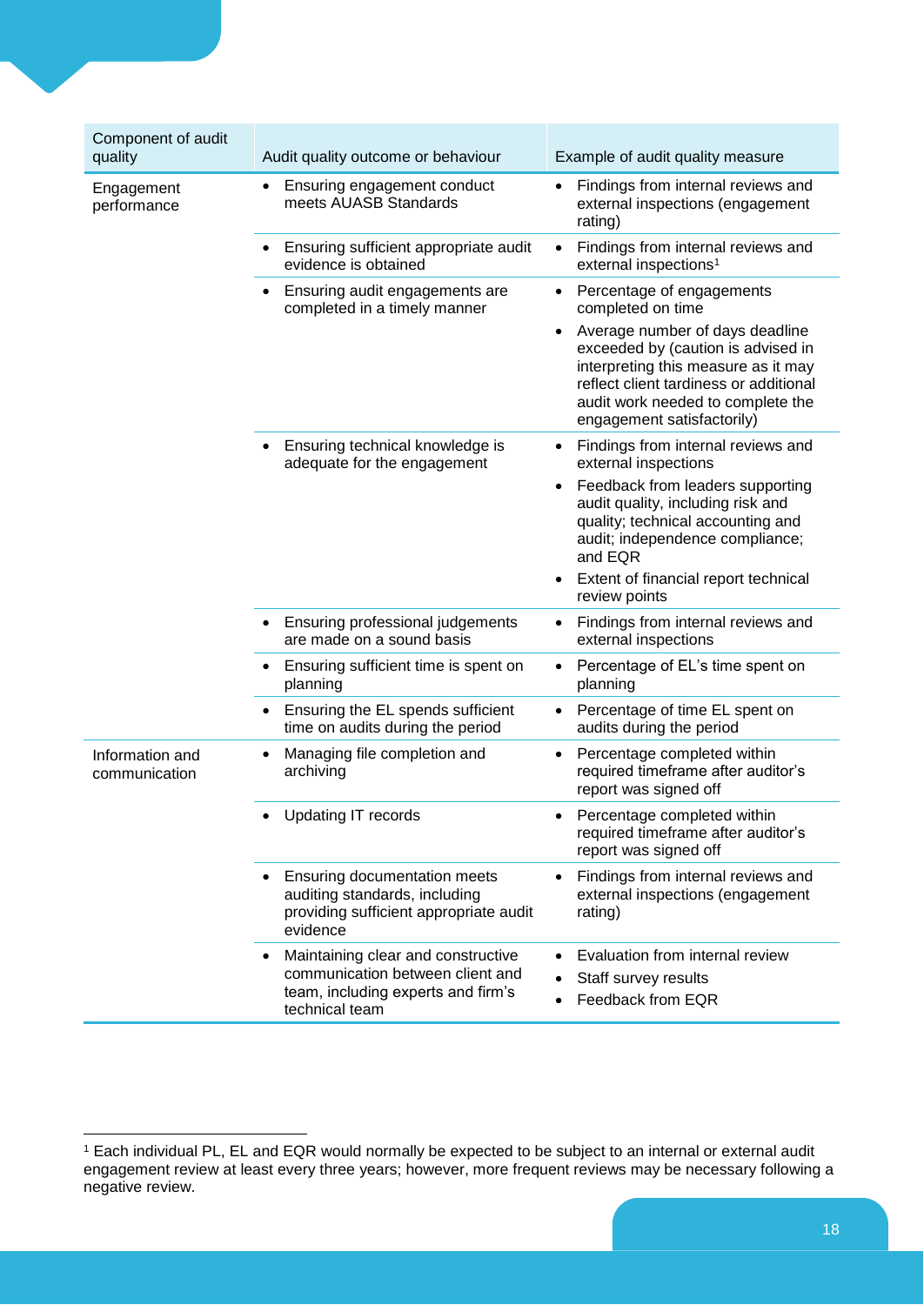| Component of audit quality | Audit quality outcome or behaviour | Example of audit quality measure |
|---|---|---|
| Engagement performance | • Ensuring engagement conduct meets AUASB Standards | • Findings from internal reviews and external inspections (engagement rating) |
| | • Ensuring sufficient appropriate audit evidence is obtained | • Findings from internal reviews and external inspections[1] |
| | • Ensuring audit engagements are completed in a timely manner | • Percentage of engagements completed on time<br>• Average number of days deadline exceeded by (caution is advised in interpreting this measure as it may reflect client tardiness or additional audit work needed to complete the engagement satisfactorily) |
| | • Ensuring technical knowledge is adequate for the engagement | • Findings from internal reviews and external inspections<br>• Feedback from leaders supporting audit quality, including risk and quality; technical accounting and audit; independence compliance; and EQR<br>• Extent of financial report technical review points |
| | • Ensuring professional judgements are made on a sound basis | • Findings from internal reviews and external inspections |
| | • Ensuring sufficient time is spent on planning | • Percentage of EL's time spent on planning |
| | • Ensuring the EL spends sufficient time on audits during the period | • Percentage of time EL spent on audits during the period |
| Information and communication | • Managing file completion and archiving | • Percentage completed within required timeframe after auditor's report was signed off |
| | • Updating IT records | • Percentage completed within required timeframe after auditor's report was signed off |
| | • Ensuring documentation meets auditing standards, including providing sufficient appropriate audit evidence | • Findings from internal reviews and external inspections (engagement rating) |
| | • Maintaining clear and constructive communication between client and team, including experts and firm's technical team | • Evaluation from internal review<br>• Staff survey results<br>• Feedback from EQR |

[1] Each individual PL, EL and EQR would normally be expected to be subject to an internal or external audit engagement review at least every three years; however, more frequent reviews may be necessary following a negative review.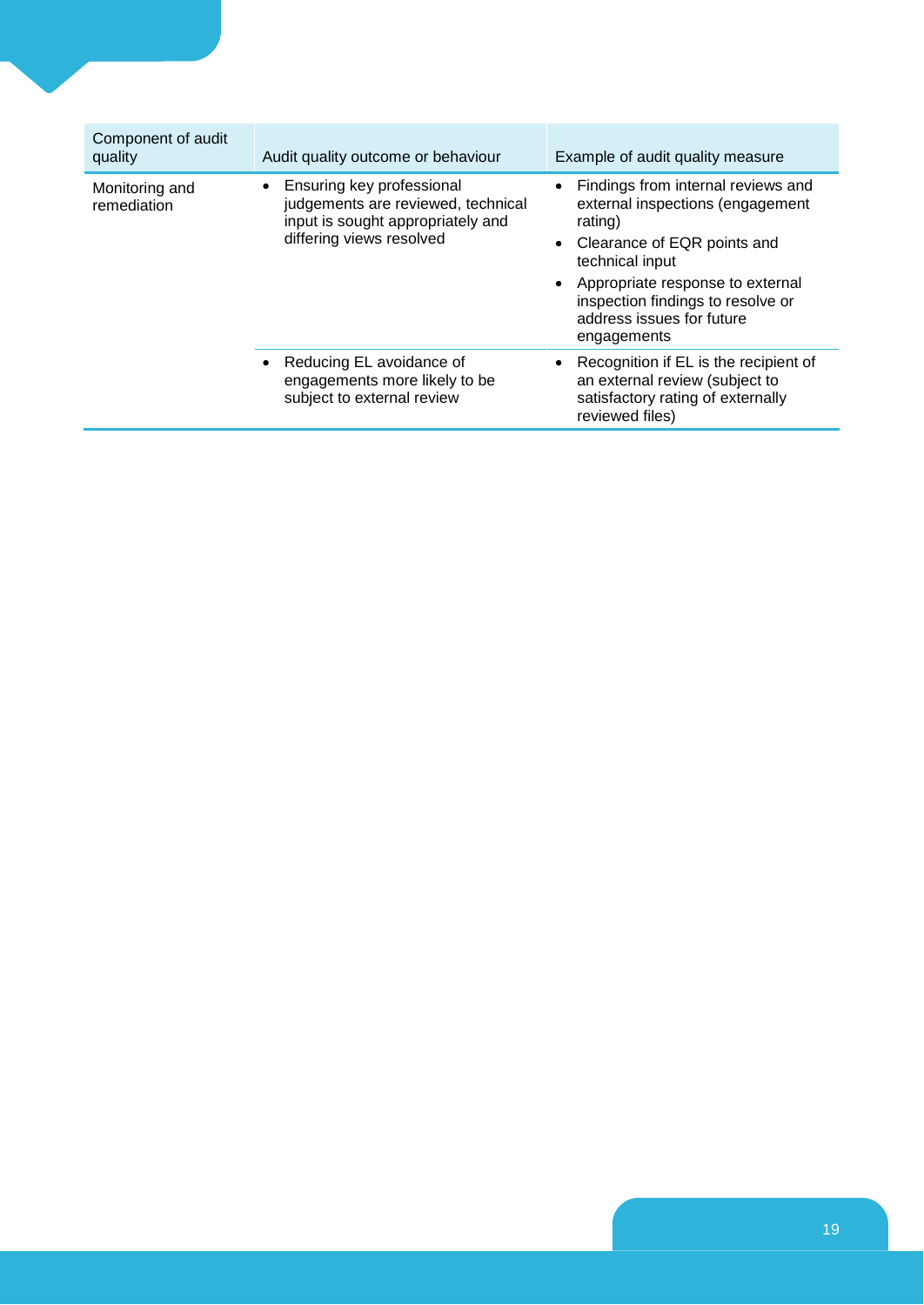| Component of audit quality | Audit quality outcome or behaviour | Example of audit quality measure |
|---|---|---|
| Monitoring and remediation | • Ensuring key professional judgements are reviewed, technical input is sought appropriately and differing views resolved | • Findings from internal reviews and external inspections (engagement rating)<br>• Clearance of EQR points and technical input<br>• Appropriate response to external inspection findings to resolve or address issues for future engagements |
| | • Reducing EL avoidance of engagements more likely to be subject to external review | • Recognition if EL is the recipient of an external review (subject to satisfactory rating of externally reviewed files) |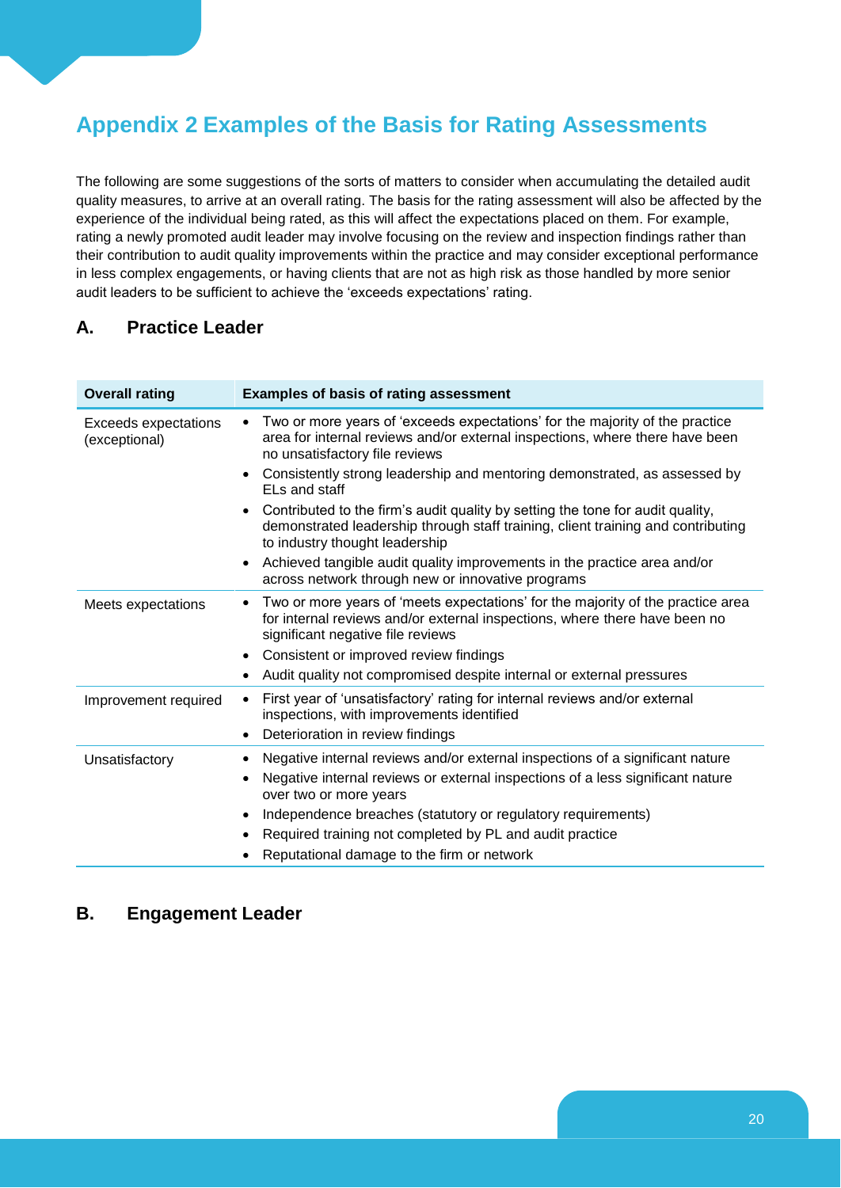# Appendix 2 Examples of the Basis for Rating Assessments

The following are some suggestions of the sorts of matters to consider when accumulating the detailed audit quality measures, to arrive at an overall rating. The basis for the rating assessment will also be affected by the experience of the individual being rated, as this will affect the expectations placed on them. For example, rating a newly promoted audit leader may involve focusing on the review and inspection findings rather than their contribution to audit quality improvements within the practice and may consider exceptional performance in less complex engagements, or having clients that are not as high risk as those handled by more senior audit leaders to be sufficient to achieve the 'exceeds expectations' rating.

## A. Practice Leader

| Overall rating | Examples of basis of rating assessment |
|---|---|
| Exceeds expectations (exceptional) | • Two or more years of 'exceeds expectations' for the majority of the practice area for internal reviews and/or external inspections, where there have been no unsatisfactory file reviews<br>• Consistently strong leadership and mentoring demonstrated, as assessed by ELs and staff<br>• Contributed to the firm's audit quality by setting the tone for audit quality, demonstrated leadership through staff training, client training and contributing to industry thought leadership<br>• Achieved tangible audit quality improvements in the practice area and/or across network through new or innovative programs |
| Meets expectations | • Two or more years of 'meets expectations' for the majority of the practice area for internal reviews and/or external inspections, where there have been no significant negative file reviews<br>• Consistent or improved review findings<br>• Audit quality not compromised despite internal or external pressures |
| Improvement required | • First year of 'unsatisfactory' rating for internal reviews and/or external inspections, with improvements identified<br>• Deterioration in review findings |
| Unsatisfactory | • Negative internal reviews and/or external inspections of a significant nature<br>• Negative internal reviews or external inspections of a less significant nature over two or more years<br>• Independence breaches (statutory or regulatory requirements)<br>• Required training not completed by PL and audit practice<br>• Reputational damage to the firm or network |

## B. Engagement Leader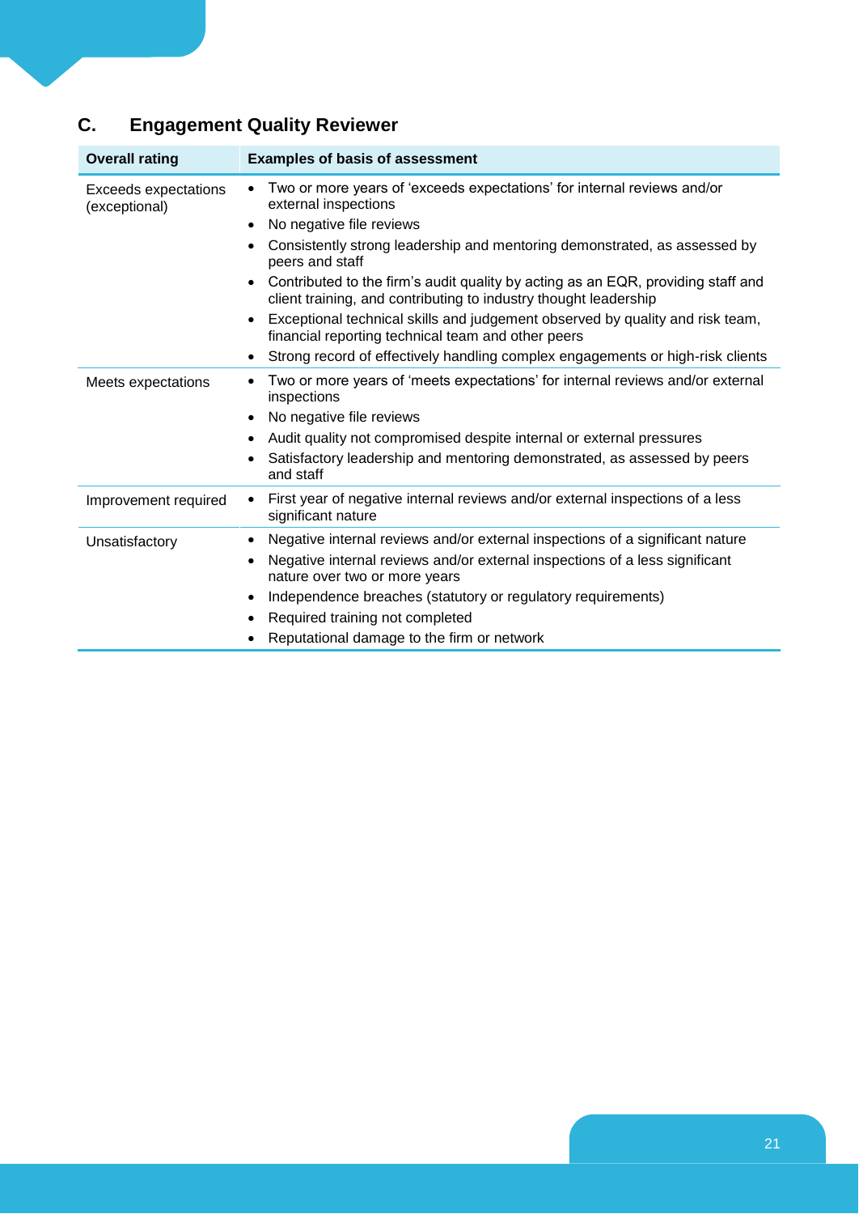## C. Engagement Quality Reviewer

| Overall rating | Examples of basis of assessment |
|---|---|
| Exceeds expectations (exceptional) | • Two or more years of 'exceeds expectations' for internal reviews and/or external inspections<br>• No negative file reviews<br>• Consistently strong leadership and mentoring demonstrated, as assessed by peers and staff<br>• Contributed to the firm's audit quality by acting as an EQR, providing staff and client training, and contributing to industry thought leadership<br>• Exceptional technical skills and judgement observed by quality and risk team, financial reporting technical team and other peers<br>• Strong record of effectively handling complex engagements or high-risk clients |
| Meets expectations | • Two or more years of 'meets expectations' for internal reviews and/or external inspections<br>• No negative file reviews<br>• Audit quality not compromised despite internal or external pressures<br>• Satisfactory leadership and mentoring demonstrated, as assessed by peers and staff |
| Improvement required | • First year of negative internal reviews and/or external inspections of a less significant nature |
| Unsatisfactory | • Negative internal reviews and/or external inspections of a significant nature<br>• Negative internal reviews and/or external inspections of a less significant nature over two or more years<br>• Independence breaches (statutory or regulatory requirements)<br>• Required training not completed<br>• Reputational damage to the firm or network |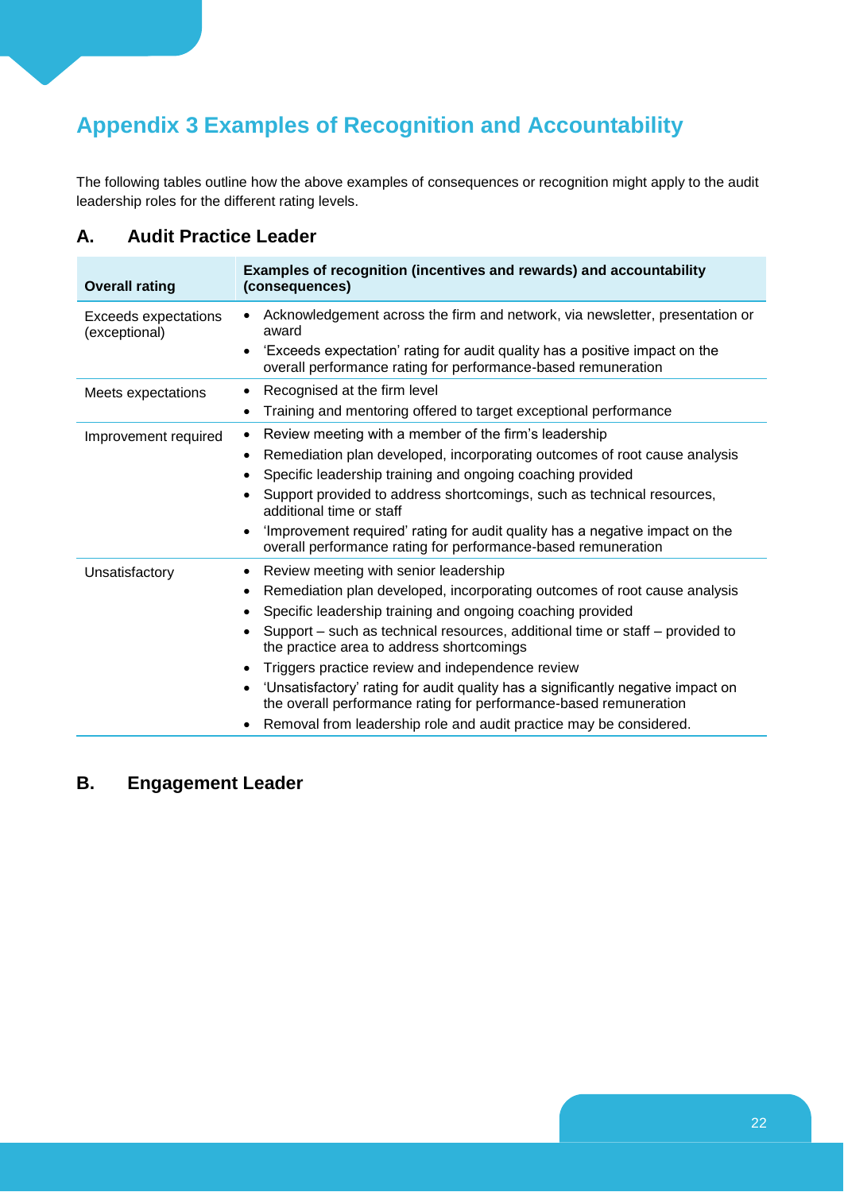# Appendix 3 Examples of Recognition and Accountability

The following tables outline how the above examples of consequences or recognition might apply to the audit leadership roles for the different rating levels.

## A. Audit Practice Leader

| Overall rating | Examples of recognition (incentives and rewards) and accountability (consequences) |
|---|---|
| Exceeds expectations (exceptional) | • Acknowledgement across the firm and network, via newsletter, presentation or award<br>• 'Exceeds expectation' rating for audit quality has a positive impact on the overall performance rating for performance-based remuneration |
| Meets expectations | • Recognised at the firm level<br>• Training and mentoring offered to target exceptional performance |
| Improvement required | • Review meeting with a member of the firm's leadership<br>• Remediation plan developed, incorporating outcomes of root cause analysis<br>• Specific leadership training and ongoing coaching provided<br>• Support provided to address shortcomings, such as technical resources, additional time or staff<br>• 'Improvement required' rating for audit quality has a negative impact on the overall performance rating for performance-based remuneration |
| Unsatisfactory | • Review meeting with senior leadership<br>• Remediation plan developed, incorporating outcomes of root cause analysis<br>• Specific leadership training and ongoing coaching provided<br>• Support – such as technical resources, additional time or staff – provided to the practice area to address shortcomings<br>• Triggers practice review and independence review<br>• 'Unsatisfactory' rating for audit quality has a significantly negative impact on the overall performance rating for performance-based remuneration<br>• Removal from leadership role and audit practice may be considered. |

## B. Engagement Leader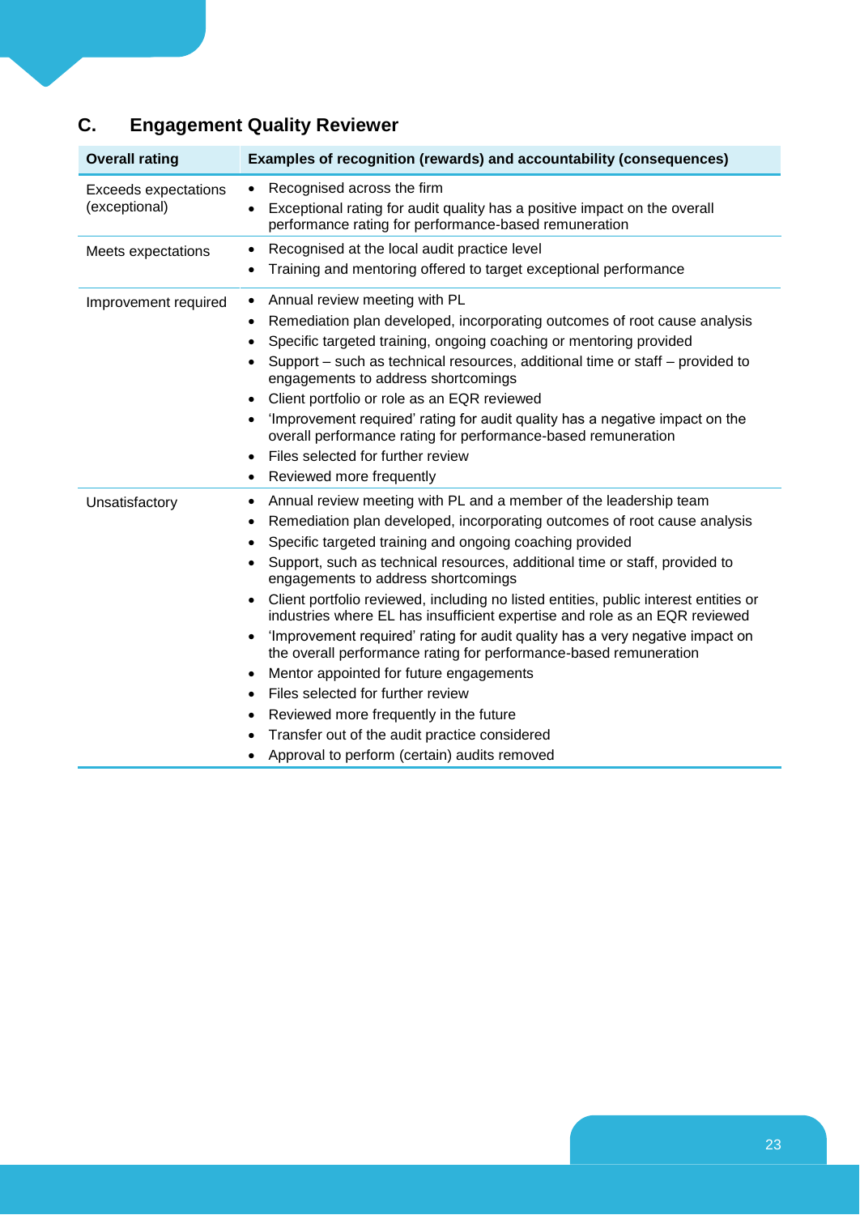## C. Engagement Quality Reviewer

| Overall rating | Examples of recognition (rewards) and accountability (consequences) |
|---|---|
| Exceeds expectations (exceptional) | • Recognised across the firm<br>• Exceptional rating for audit quality has a positive impact on the overall performance rating for performance-based remuneration |
| Meets expectations | • Recognised at the local audit practice level<br>• Training and mentoring offered to target exceptional performance |
| Improvement required | • Annual review meeting with PL<br>• Remediation plan developed, incorporating outcomes of root cause analysis<br>• Specific targeted training, ongoing coaching or mentoring provided<br>• Support – such as technical resources, additional time or staff – provided to engagements to address shortcomings<br>• Client portfolio or role as an EQR reviewed<br>• 'Improvement required' rating for audit quality has a negative impact on the overall performance rating for performance-based remuneration<br>• Files selected for further review<br>• Reviewed more frequently |
| Unsatisfactory | • Annual review meeting with PL and a member of the leadership team<br>• Remediation plan developed, incorporating outcomes of root cause analysis<br>• Specific targeted training and ongoing coaching provided<br>• Support, such as technical resources, additional time or staff, provided to engagements to address shortcomings<br>• Client portfolio reviewed, including no listed entities, public interest entities or industries where EL has insufficient expertise and role as an EQR reviewed<br>• 'Improvement required' rating for audit quality has a very negative impact on the overall performance rating for performance-based remuneration<br>• Mentor appointed for future engagements<br>• Files selected for further review<br>• Reviewed more frequently in the future<br>• Transfer out of the audit practice considered<br>• Approval to perform (certain) audits removed |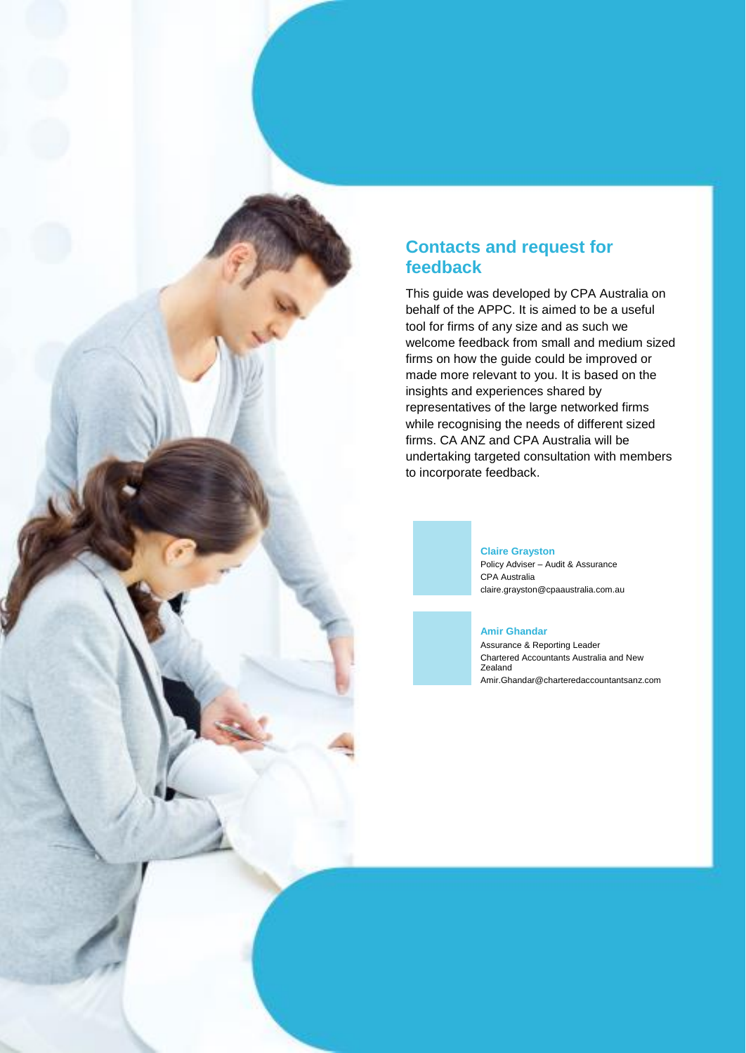## Contacts and request for feedback

This guide was developed by CPA Australia on behalf of the APPC. It is aimed to be a useful tool for firms of any size and as such we welcome feedback from small and medium sized firms on how the guide could be improved or made more relevant to you. It is based on the insights and experiences shared by representatives of the large networked firms while recognising the needs of different sized firms. CA ANZ and CPA Australia will be undertaking targeted consultation with members to incorporate feedback.

**Claire Grayston**
Policy Adviser – Audit & Assurance
CPA Australia
claire.grayston@cpaaustralia.com.au

**Amir Ghandar**
Assurance & Reporting Leader
Chartered Accountants Australia and New Zealand
Amir.Ghandar@charteredaccountantsanz.com